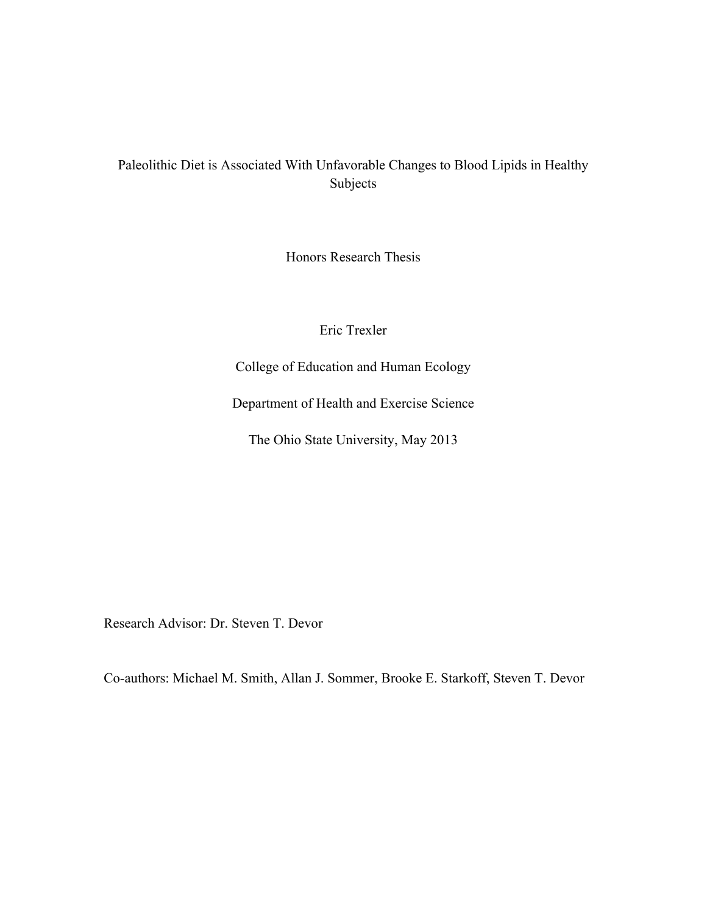# Paleolithic Diet is Associated With Unfavorable Changes to Blood Lipids in Healthy Subjects

Honors Research Thesis

Eric Trexler

College of Education and Human Ecology

Department of Health and Exercise Science

The Ohio State University, May 2013

Research Advisor: Dr. Steven T. Devor

Co-authors: Michael M. Smith, Allan J. Sommer, Brooke E. Starkoff, Steven T. Devor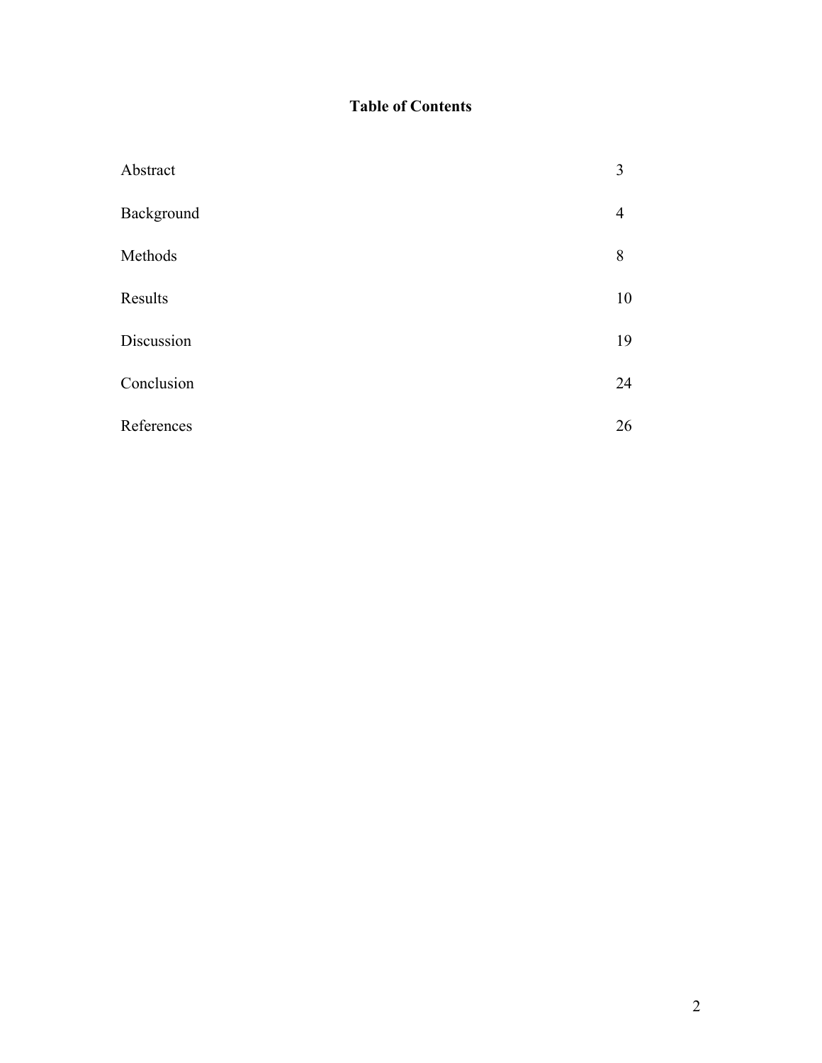**Table of Contents**

| | |
|---|---|
| Abstract | 3 |
| Background | 4 |
| Methods | 8 |
| Results | 10 |
| Discussion | 19 |
| Conclusion | 24 |
| References | 26 |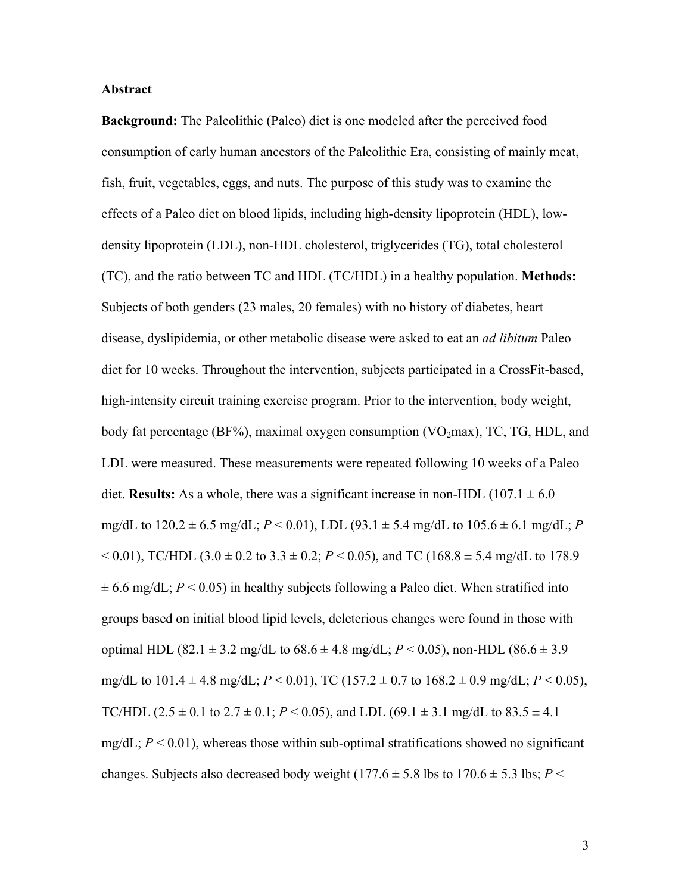**Abstract**

**Background:** The Paleolithic (Paleo) diet is one modeled after the perceived food consumption of early human ancestors of the Paleolithic Era, consisting of mainly meat, fish, fruit, vegetables, eggs, and nuts. The purpose of this study was to examine the effects of a Paleo diet on blood lipids, including high-density lipoprotein (HDL), low-density lipoprotein (LDL), non-HDL cholesterol, triglycerides (TG), total cholesterol (TC), and the ratio between TC and HDL (TC/HDL) in a healthy population. **Methods:** Subjects of both genders (23 males, 20 females) with no history of diabetes, heart disease, dyslipidemia, or other metabolic disease were asked to eat an *ad libitum* Paleo diet for 10 weeks. Throughout the intervention, subjects participated in a CrossFit-based, high-intensity circuit training exercise program. Prior to the intervention, body weight, body fat percentage (BF%), maximal oxygen consumption ($VO_2$max), TC, TG, HDL, and LDL were measured. These measurements were repeated following 10 weeks of a Paleo diet. **Results:** As a whole, there was a significant increase in non-HDL (107.1 ± 6.0 mg/dL to 120.2 ± 6.5 mg/dL; $P < 0.01$), LDL (93.1 ± 5.4 mg/dL to 105.6 ± 6.1 mg/dL; $P < 0.01$), TC/HDL (3.0 ± 0.2 to 3.3 ± 0.2; $P < 0.05$), and TC (168.8 ± 5.4 mg/dL to 178.9 ± 6.6 mg/dL; $P < 0.05$) in healthy subjects following a Paleo diet. When stratified into groups based on initial blood lipid levels, deleterious changes were found in those with optimal HDL (82.1 ± 3.2 mg/dL to 68.6 ± 4.8 mg/dL; $P < 0.05$), non-HDL (86.6 ± 3.9 mg/dL to 101.4 ± 4.8 mg/dL; $P < 0.01$), TC (157.2 ± 0.7 to 168.2 ± 0.9 mg/dL; $P < 0.05$), TC/HDL (2.5 ± 0.1 to 2.7 ± 0.1; $P < 0.05$), and LDL (69.1 ± 3.1 mg/dL to 83.5 ± 4.1 mg/dL; $P < 0.01$), whereas those within sub-optimal stratifications showed no significant changes. Subjects also decreased body weight (177.6 ± 5.8 lbs to 170.6 ± 5.3 lbs; $P <$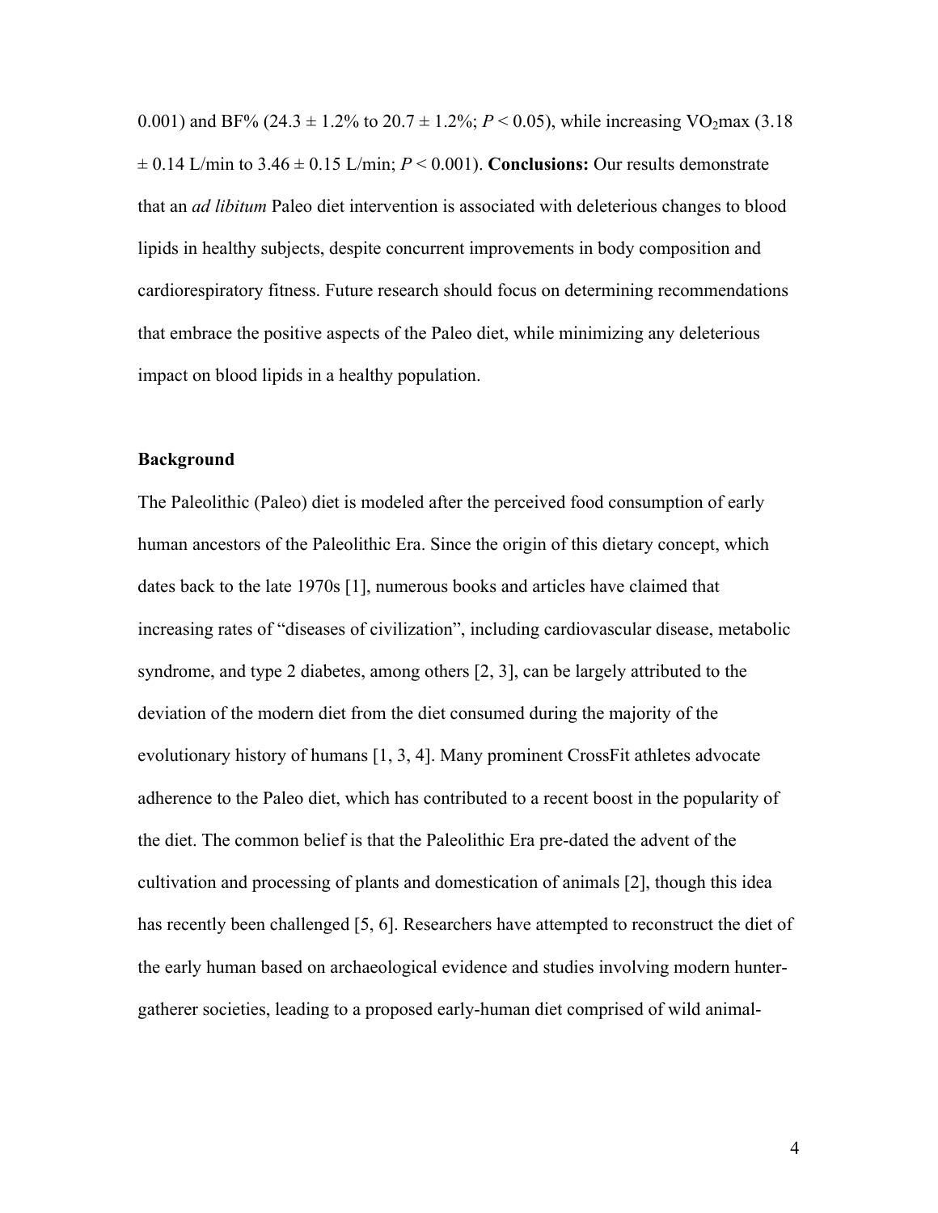0.001) and BF% (24.3 ± 1.2% to 20.7 ± 1.2%; $P < 0.05$), while increasing $VO_2max$ (3.18 ± 0.14 L/min to 3.46 ± 0.15 L/min; $P < 0.001$). **Conclusions:** Our results demonstrate that an *ad libitum* Paleo diet intervention is associated with deleterious changes to blood lipids in healthy subjects, despite concurrent improvements in body composition and cardiorespiratory fitness. Future research should focus on determining recommendations that embrace the positive aspects of the Paleo diet, while minimizing any deleterious impact on blood lipids in a healthy population.

### Background

The Paleolithic (Paleo) diet is modeled after the perceived food consumption of early human ancestors of the Paleolithic Era. Since the origin of this dietary concept, which dates back to the late 1970s [1], numerous books and articles have claimed that increasing rates of "diseases of civilization", including cardiovascular disease, metabolic syndrome, and type 2 diabetes, among others [2, 3], can be largely attributed to the deviation of the modern diet from the diet consumed during the majority of the evolutionary history of humans [1, 3, 4]. Many prominent CrossFit athletes advocate adherence to the Paleo diet, which has contributed to a recent boost in the popularity of the diet. The common belief is that the Paleolithic Era pre-dated the advent of the cultivation and processing of plants and domestication of animals [2], though this idea has recently been challenged [5, 6]. Researchers have attempted to reconstruct the diet of the early human based on archaeological evidence and studies involving modern hunter-gatherer societies, leading to a proposed early-human diet comprised of wild animal-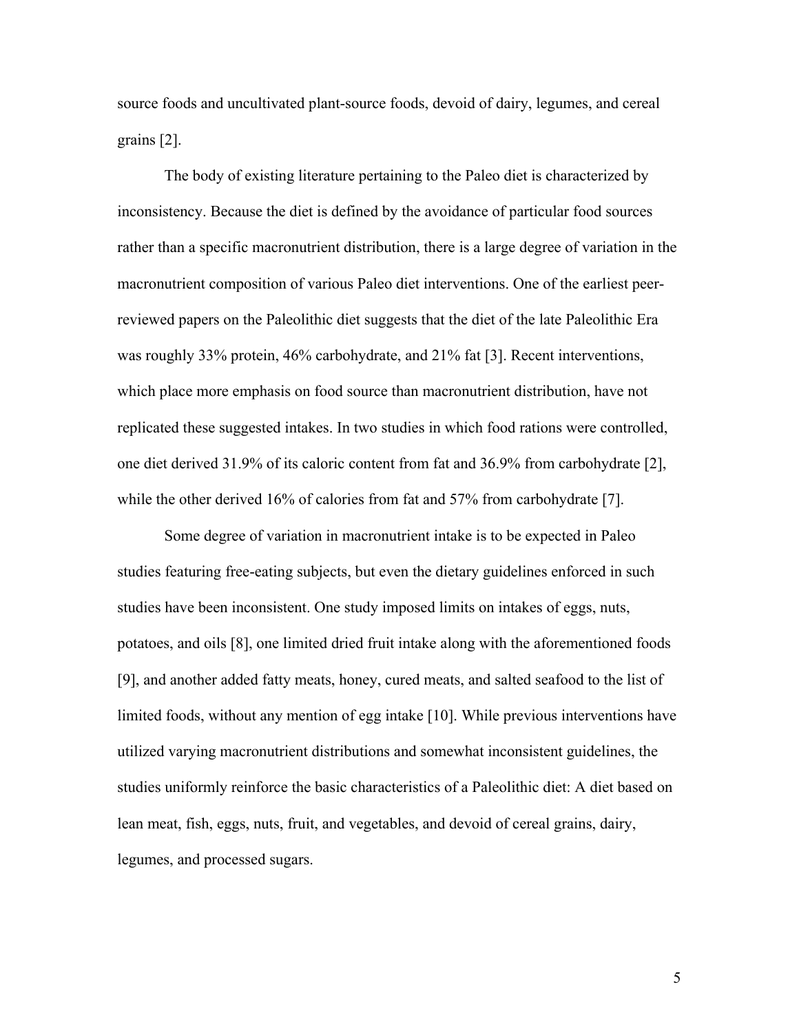source foods and uncultivated plant-source foods, devoid of dairy, legumes, and cereal grains [2].

The body of existing literature pertaining to the Paleo diet is characterized by inconsistency. Because the diet is defined by the avoidance of particular food sources rather than a specific macronutrient distribution, there is a large degree of variation in the macronutrient composition of various Paleo diet interventions. One of the earliest peer-reviewed papers on the Paleolithic diet suggests that the diet of the late Paleolithic Era was roughly 33% protein, 46% carbohydrate, and 21% fat [3]. Recent interventions, which place more emphasis on food source than macronutrient distribution, have not replicated these suggested intakes. In two studies in which food rations were controlled, one diet derived 31.9% of its caloric content from fat and 36.9% from carbohydrate [2], while the other derived 16% of calories from fat and 57% from carbohydrate [7].

Some degree of variation in macronutrient intake is to be expected in Paleo studies featuring free-eating subjects, but even the dietary guidelines enforced in such studies have been inconsistent. One study imposed limits on intakes of eggs, nuts, potatoes, and oils [8], one limited dried fruit intake along with the aforementioned foods [9], and another added fatty meats, honey, cured meats, and salted seafood to the list of limited foods, without any mention of egg intake [10]. While previous interventions have utilized varying macronutrient distributions and somewhat inconsistent guidelines, the studies uniformly reinforce the basic characteristics of a Paleolithic diet: A diet based on lean meat, fish, eggs, nuts, fruit, and vegetables, and devoid of cereal grains, dairy, legumes, and processed sugars.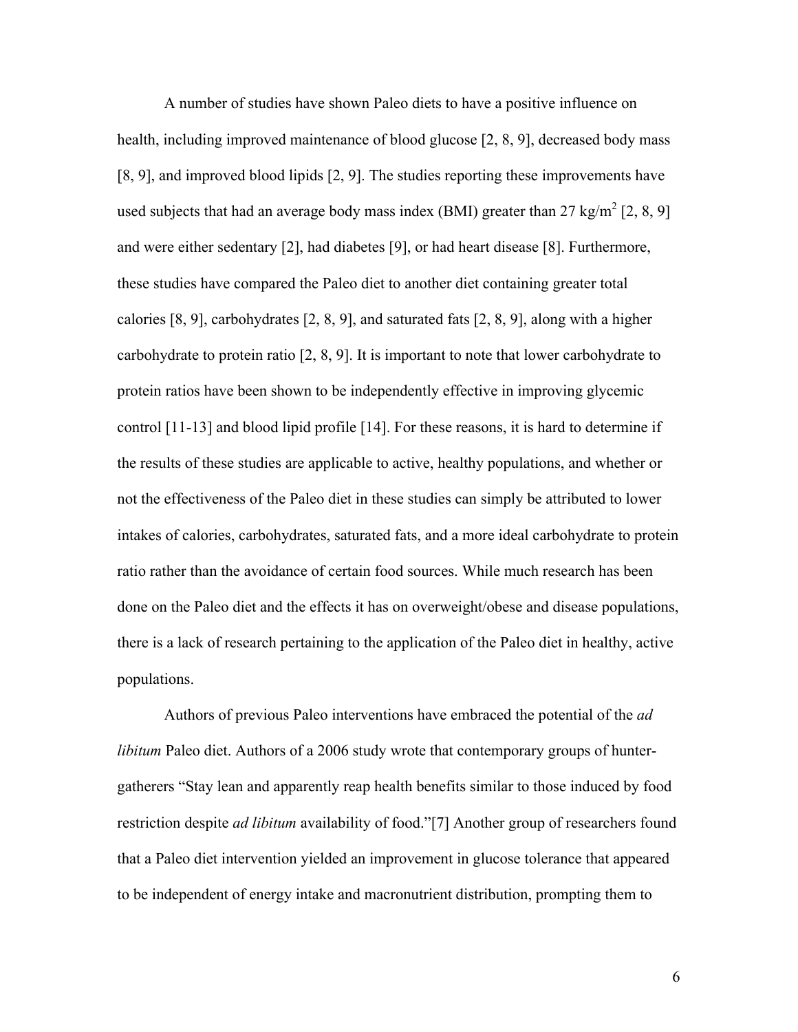A number of studies have shown Paleo diets to have a positive influence on health, including improved maintenance of blood glucose [2, 8, 9], decreased body mass [8, 9], and improved blood lipids [2, 9]. The studies reporting these improvements have used subjects that had an average body mass index (BMI) greater than 27 kg/m$^2$ [2, 8, 9] and were either sedentary [2], had diabetes [9], or had heart disease [8]. Furthermore, these studies have compared the Paleo diet to another diet containing greater total calories [8, 9], carbohydrates [2, 8, 9], and saturated fats [2, 8, 9], along with a higher carbohydrate to protein ratio [2, 8, 9]. It is important to note that lower carbohydrate to protein ratios have been shown to be independently effective in improving glycemic control [11-13] and blood lipid profile [14]. For these reasons, it is hard to determine if the results of these studies are applicable to active, healthy populations, and whether or not the effectiveness of the Paleo diet in these studies can simply be attributed to lower intakes of calories, carbohydrates, saturated fats, and a more ideal carbohydrate to protein ratio rather than the avoidance of certain food sources. While much research has been done on the Paleo diet and the effects it has on overweight/obese and disease populations, there is a lack of research pertaining to the application of the Paleo diet in healthy, active populations.

Authors of previous Paleo interventions have embraced the potential of the *ad libitum* Paleo diet. Authors of a 2006 study wrote that contemporary groups of hunter-gatherers "Stay lean and apparently reap health benefits similar to those induced by food restriction despite *ad libitum* availability of food."[7] Another group of researchers found that a Paleo diet intervention yielded an improvement in glucose tolerance that appeared to be independent of energy intake and macronutrient distribution, prompting them to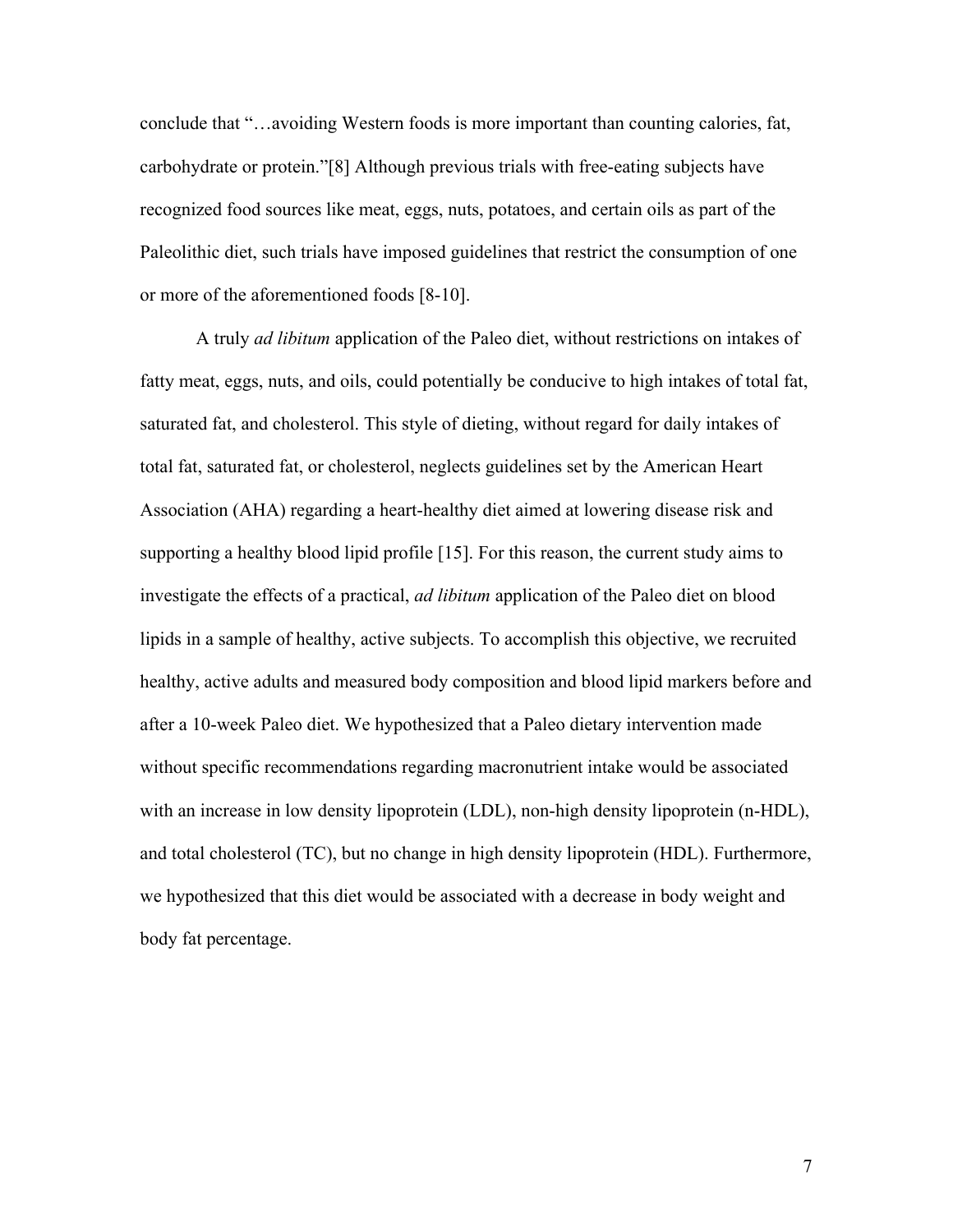conclude that "…avoiding Western foods is more important than counting calories, fat, carbohydrate or protein."[8] Although previous trials with free-eating subjects have recognized food sources like meat, eggs, nuts, potatoes, and certain oils as part of the Paleolithic diet, such trials have imposed guidelines that restrict the consumption of one or more of the aforementioned foods [8-10].

A truly *ad libitum* application of the Paleo diet, without restrictions on intakes of fatty meat, eggs, nuts, and oils, could potentially be conducive to high intakes of total fat, saturated fat, and cholesterol. This style of dieting, without regard for daily intakes of total fat, saturated fat, or cholesterol, neglects guidelines set by the American Heart Association (AHA) regarding a heart-healthy diet aimed at lowering disease risk and supporting a healthy blood lipid profile [15]. For this reason, the current study aims to investigate the effects of a practical, *ad libitum* application of the Paleo diet on blood lipids in a sample of healthy, active subjects. To accomplish this objective, we recruited healthy, active adults and measured body composition and blood lipid markers before and after a 10-week Paleo diet. We hypothesized that a Paleo dietary intervention made without specific recommendations regarding macronutrient intake would be associated with an increase in low density lipoprotein (LDL), non-high density lipoprotein (n-HDL), and total cholesterol (TC), but no change in high density lipoprotein (HDL). Furthermore, we hypothesized that this diet would be associated with a decrease in body weight and body fat percentage.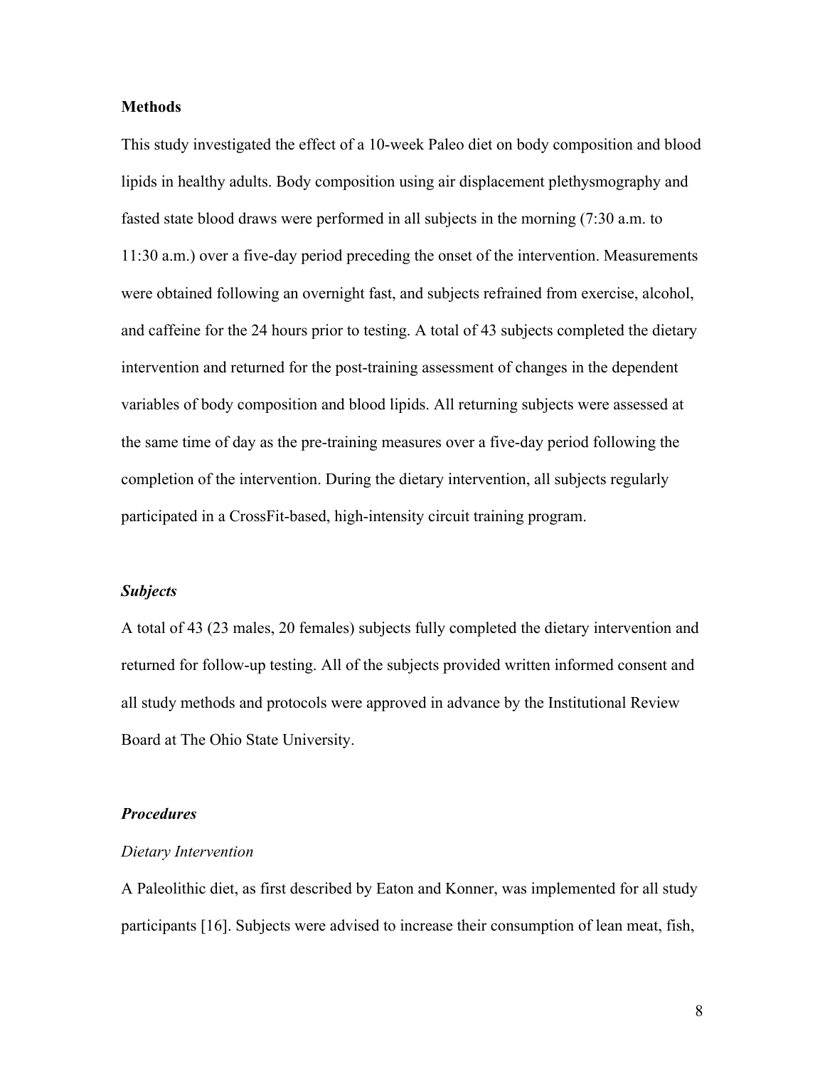## Methods

This study investigated the effect of a 10-week Paleo diet on body composition and blood lipids in healthy adults. Body composition using air displacement plethysmography and fasted state blood draws were performed in all subjects in the morning (7:30 a.m. to 11:30 a.m.) over a five-day period preceding the onset of the intervention. Measurements were obtained following an overnight fast, and subjects refrained from exercise, alcohol, and caffeine for the 24 hours prior to testing. A total of 43 subjects completed the dietary intervention and returned for the post-training assessment of changes in the dependent variables of body composition and blood lipids. All returning subjects were assessed at the same time of day as the pre-training measures over a five-day period following the completion of the intervention. During the dietary intervention, all subjects regularly participated in a CrossFit-based, high-intensity circuit training program.

### *Subjects*

A total of 43 (23 males, 20 females) subjects fully completed the dietary intervention and returned for follow-up testing. All of the subjects provided written informed consent and all study methods and protocols were approved in advance by the Institutional Review Board at The Ohio State University.

### *Procedures*

#### *Dietary Intervention*

A Paleolithic diet, as first described by Eaton and Konner, was implemented for all study participants [16]. Subjects were advised to increase their consumption of lean meat, fish,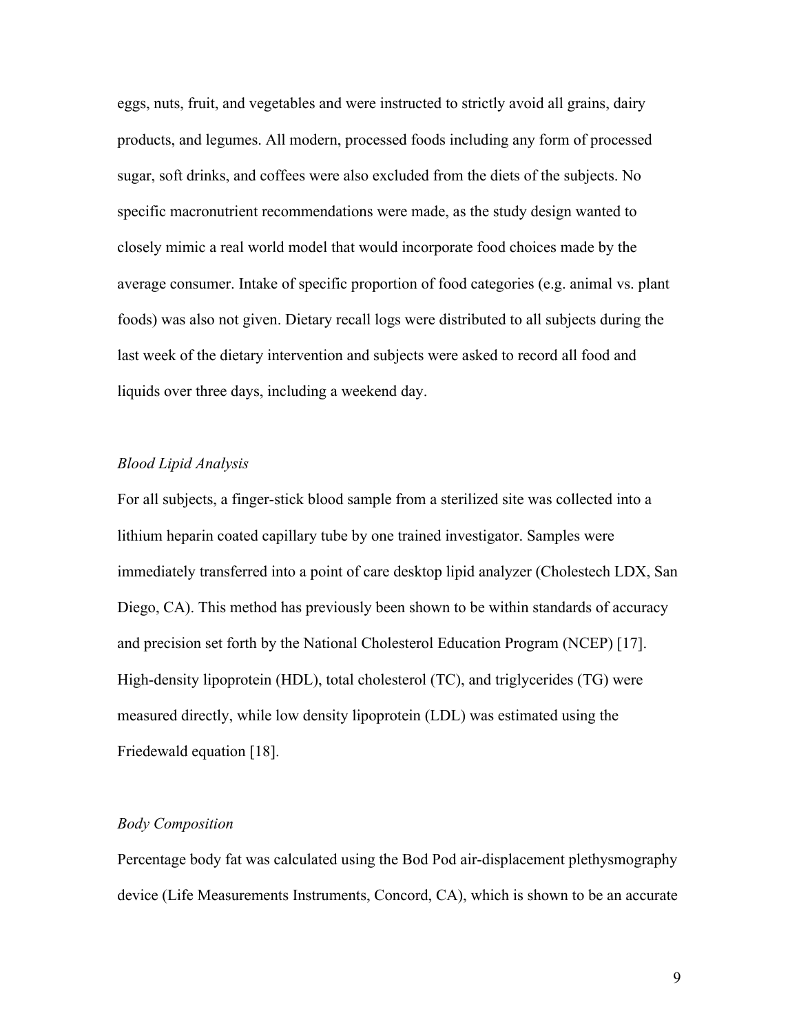eggs, nuts, fruit, and vegetables and were instructed to strictly avoid all grains, dairy products, and legumes. All modern, processed foods including any form of processed sugar, soft drinks, and coffees were also excluded from the diets of the subjects. No specific macronutrient recommendations were made, as the study design wanted to closely mimic a real world model that would incorporate food choices made by the average consumer. Intake of specific proportion of food categories (e.g. animal vs. plant foods) was also not given. Dietary recall logs were distributed to all subjects during the last week of the dietary intervention and subjects were asked to record all food and liquids over three days, including a weekend day.

*Blood Lipid Analysis*

For all subjects, a finger-stick blood sample from a sterilized site was collected into a lithium heparin coated capillary tube by one trained investigator. Samples were immediately transferred into a point of care desktop lipid analyzer (Cholestech LDX, San Diego, CA). This method has previously been shown to be within standards of accuracy and precision set forth by the National Cholesterol Education Program (NCEP) [17]. High-density lipoprotein (HDL), total cholesterol (TC), and triglycerides (TG) were measured directly, while low density lipoprotein (LDL) was estimated using the Friedewald equation [18].

*Body Composition*

Percentage body fat was calculated using the Bod Pod air-displacement plethysmography device (Life Measurements Instruments, Concord, CA), which is shown to be an accurate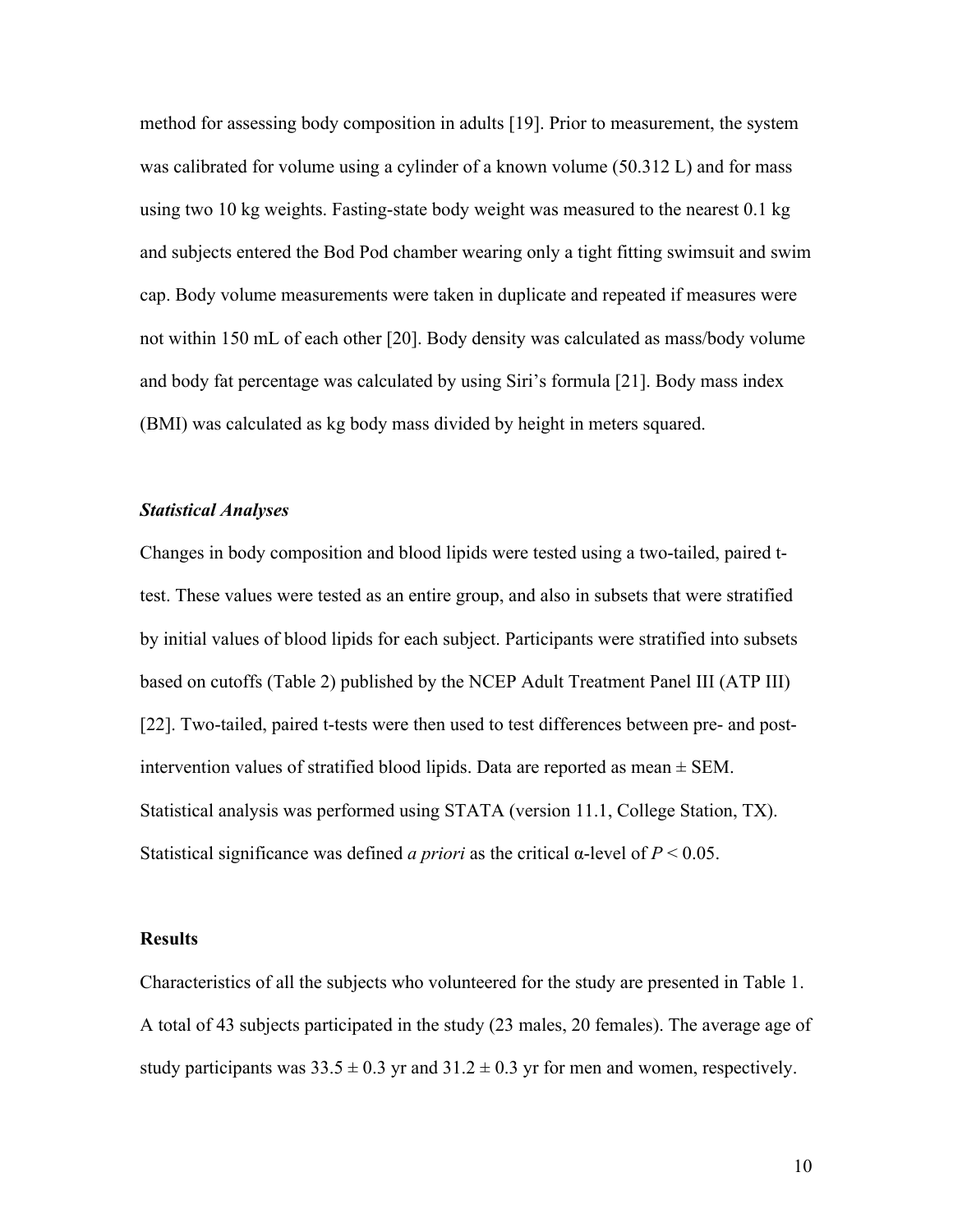method for assessing body composition in adults [19]. Prior to measurement, the system was calibrated for volume using a cylinder of a known volume (50.312 L) and for mass using two 10 kg weights. Fasting-state body weight was measured to the nearest 0.1 kg and subjects entered the Bod Pod chamber wearing only a tight fitting swimsuit and swim cap. Body volume measurements were taken in duplicate and repeated if measures were not within 150 mL of each other [20]. Body density was calculated as mass/body volume and body fat percentage was calculated by using Siri's formula [21]. Body mass index (BMI) was calculated as kg body mass divided by height in meters squared.

### *Statistical Analyses*

Changes in body composition and blood lipids were tested using a two-tailed, paired t-test. These values were tested as an entire group, and also in subsets that were stratified by initial values of blood lipids for each subject. Participants were stratified into subsets based on cutoffs (Table 2) published by the NCEP Adult Treatment Panel III (ATP III) [22]. Two-tailed, paired t-tests were then used to test differences between pre- and post-intervention values of stratified blood lipids. Data are reported as mean ± SEM. Statistical analysis was performed using STATA (version 11.1, College Station, TX). Statistical significance was defined *a priori* as the critical α-level of $P < 0.05$.

## Results

Characteristics of all the subjects who volunteered for the study are presented in Table 1. A total of 43 subjects participated in the study (23 males, 20 females). The average age of study participants was 33.5 ± 0.3 yr and 31.2 ± 0.3 yr for men and women, respectively.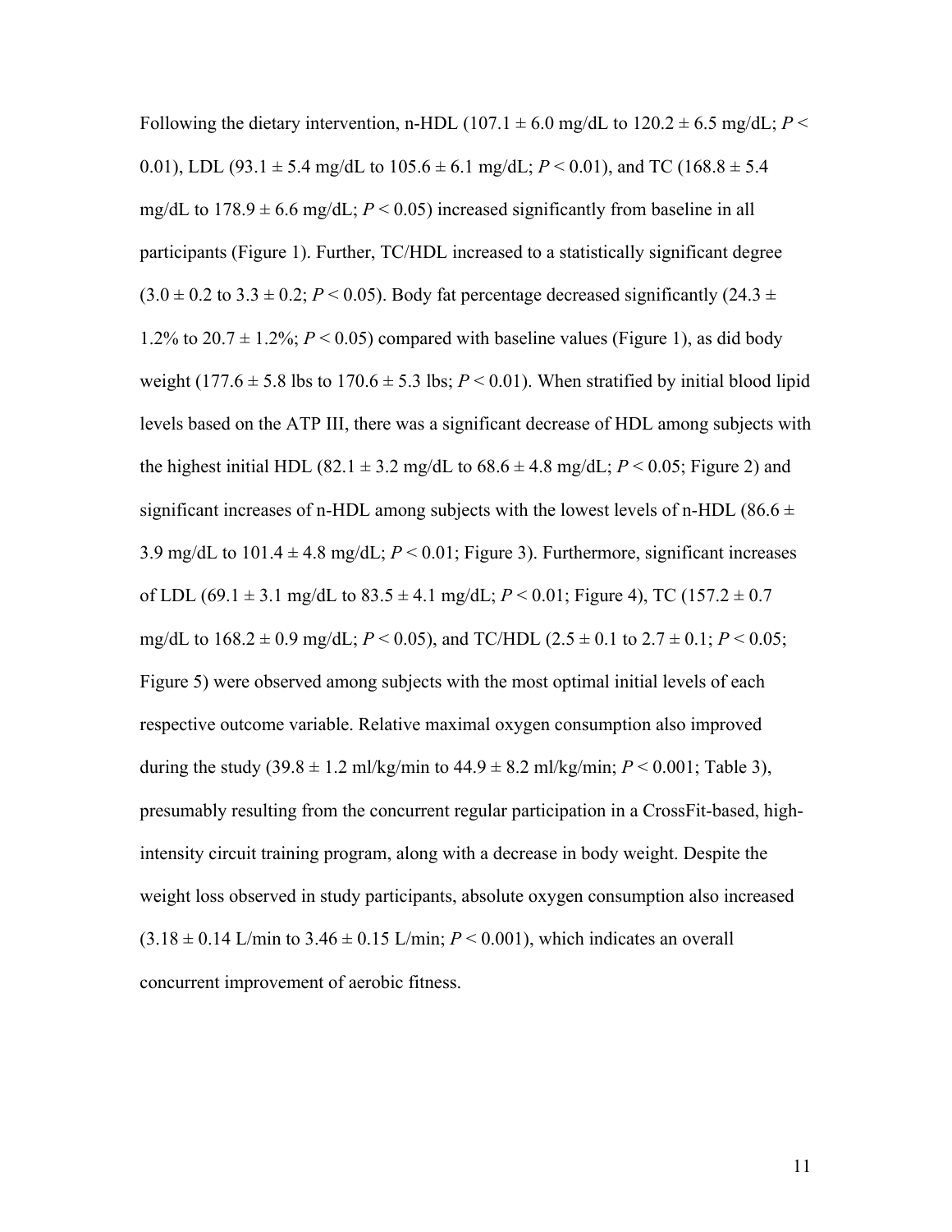Following the dietary intervention, n-HDL (107.1 ± 6.0 mg/dL to 120.2 ± 6.5 mg/dL; $P < 0.01$), LDL (93.1 ± 5.4 mg/dL to 105.6 ± 6.1 mg/dL; $P < 0.01$), and TC (168.8 ± 5.4 mg/dL to 178.9 ± 6.6 mg/dL; $P < 0.05$) increased significantly from baseline in all participants (Figure 1). Further, TC/HDL increased to a statistically significant degree (3.0 ± 0.2 to 3.3 ± 0.2; $P < 0.05$). Body fat percentage decreased significantly (24.3 ± 1.2% to 20.7 ± 1.2%; $P < 0.05$) compared with baseline values (Figure 1), as did body weight (177.6 ± 5.8 lbs to 170.6 ± 5.3 lbs; $P < 0.01$). When stratified by initial blood lipid levels based on the ATP III, there was a significant decrease of HDL among subjects with the highest initial HDL (82.1 ± 3.2 mg/dL to 68.6 ± 4.8 mg/dL; $P < 0.05$; Figure 2) and significant increases of n-HDL among subjects with the lowest levels of n-HDL (86.6 ± 3.9 mg/dL to 101.4 ± 4.8 mg/dL; $P < 0.01$; Figure 3). Furthermore, significant increases of LDL (69.1 ± 3.1 mg/dL to 83.5 ± 4.1 mg/dL; $P < 0.01$; Figure 4), TC (157.2 ± 0.7 mg/dL to 168.2 ± 0.9 mg/dL; $P < 0.05$), and TC/HDL (2.5 ± 0.1 to 2.7 ± 0.1; $P < 0.05$; Figure 5) were observed among subjects with the most optimal initial levels of each respective outcome variable. Relative maximal oxygen consumption also improved during the study (39.8 ± 1.2 ml/kg/min to 44.9 ± 8.2 ml/kg/min; $P < 0.001$; Table 3), presumably resulting from the concurrent regular participation in a CrossFit-based, high-intensity circuit training program, along with a decrease in body weight. Despite the weight loss observed in study participants, absolute oxygen consumption also increased (3.18 ± 0.14 L/min to 3.46 ± 0.15 L/min; $P < 0.001$), which indicates an overall concurrent improvement of aerobic fitness.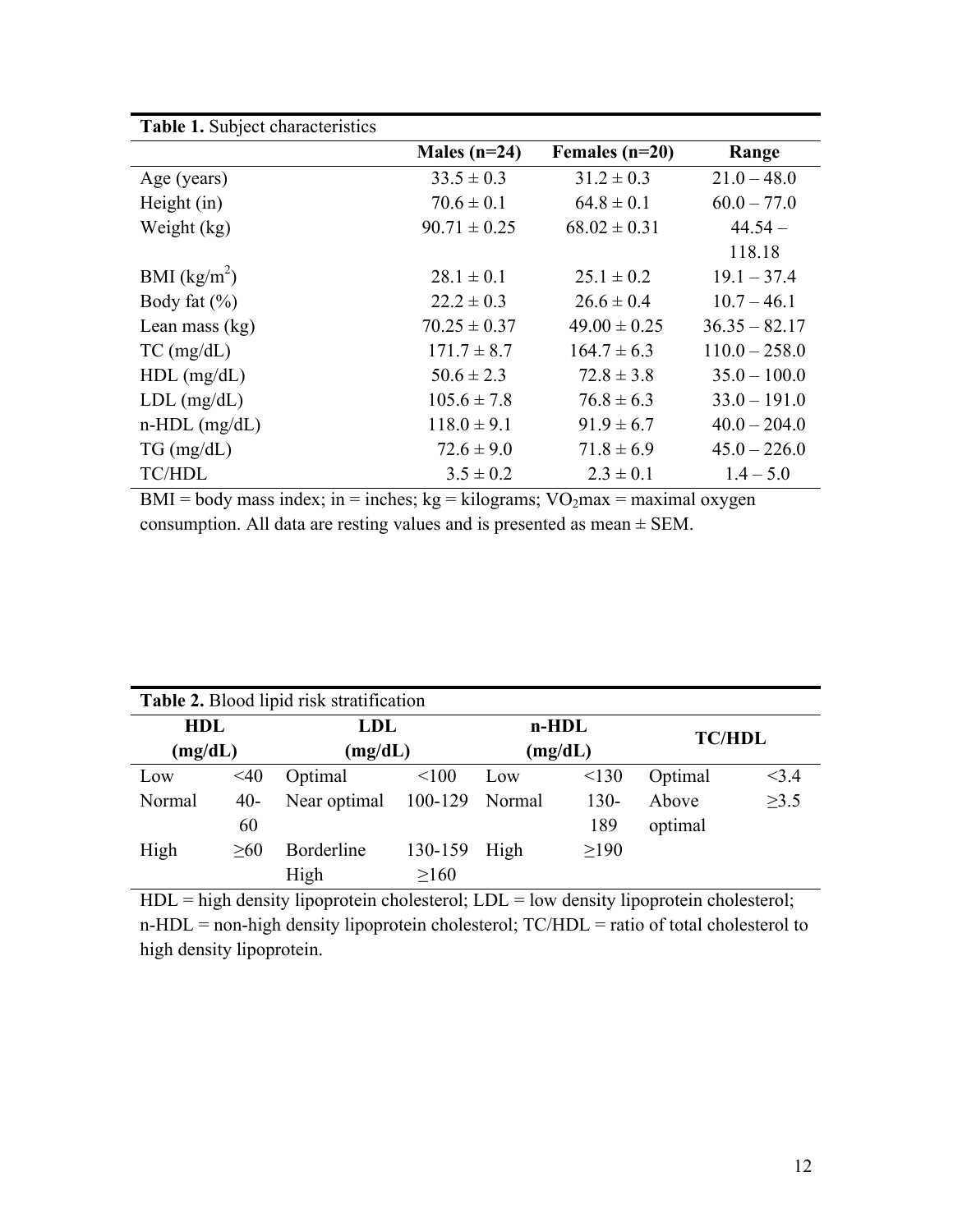**Table 1.** Subject characteristics

| | Males (n=24) | Females (n=20) | Range |
|---|---|---|---|
| Age (years) | 33.5 ± 0.3 | 31.2 ± 0.3 | 21.0 – 48.0 |
| Height (in) | 70.6 ± 0.1 | 64.8 ± 0.1 | 60.0 – 77.0 |
| Weight (kg) | 90.71 ± 0.25 | 68.02 ± 0.31 | 44.54 – 118.18 |
| BMI ($kg/m^2$) | 28.1 ± 0.1 | 25.1 ± 0.2 | 19.1 – 37.4 |
| Body fat (%) | 22.2 ± 0.3 | 26.6 ± 0.4 | 10.7 – 46.1 |
| Lean mass (kg) | 70.25 ± 0.37 | 49.00 ± 0.25 | 36.35 – 82.17 |
| TC (mg/dL) | 171.7 ± 8.7 | 164.7 ± 6.3 | 110.0 – 258.0 |
| HDL (mg/dL) | 50.6 ± 2.3 | 72.8 ± 3.8 | 35.0 – 100.0 |
| LDL (mg/dL) | 105.6 ± 7.8 | 76.8 ± 6.3 | 33.0 – 191.0 |
| n-HDL (mg/dL) | 118.0 ± 9.1 | 91.9 ± 6.7 | 40.0 – 204.0 |
| TG (mg/dL) | 72.6 ± 9.0 | 71.8 ± 6.9 | 45.0 – 226.0 |
| TC/HDL | 3.5 ± 0.2 | 2.3 ± 0.1 | 1.4 – 5.0 |

BMI = body mass index; in = inches; kg = kilograms; $VO_2max$ = maximal oxygen consumption. All data are resting values and is presented as mean ± SEM.

**Table 2.** Blood lipid risk stratification

| HDL (mg/dL) | | LDL (mg/dL) | | n-HDL (mg/dL) | | TC/HDL | |
|---|---|---|---|---|---|---|---|
| Low | <40 | Optimal | <100 | Low | <130 | Optimal | <3.4 |
| Normal | 40-60 | Near optimal | 100-129 | Normal | 130-189 | Above optimal | ≥3.5 |
| High | ≥60 | Borderline | 130-159 | High | ≥190 | | |
| | | High | ≥160 | | | | |

HDL = high density lipoprotein cholesterol; LDL = low density lipoprotein cholesterol; n-HDL = non-high density lipoprotein cholesterol; TC/HDL = ratio of total cholesterol to high density lipoprotein.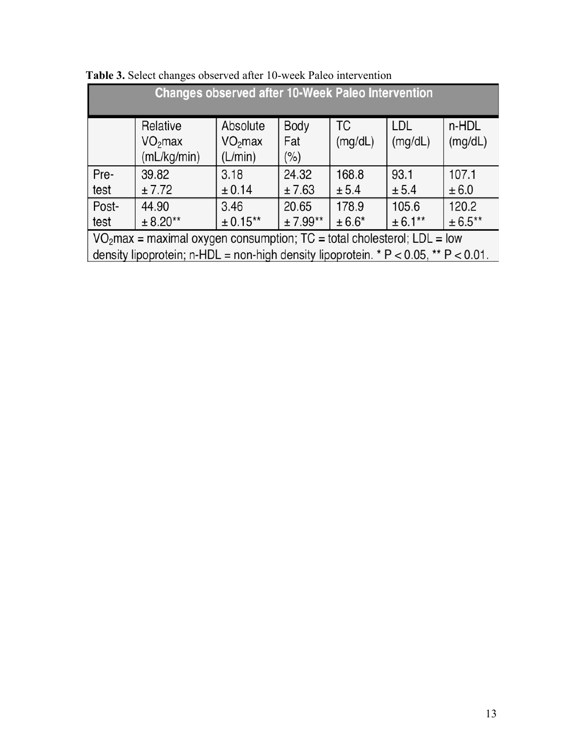**Table 3.** Select changes observed after 10-week Paleo intervention

| Changes observed after 10-Week Paleo Intervention | | | | | | |
|---|---|---|---|---|---|---|
| | Relative $VO_2max$ (mL/kg/min) | Absolute $VO_2max$ (L/min) | Body Fat (%) | TC (mg/dL) | LDL (mg/dL) | n-HDL (mg/dL) |
| Pre-test | 39.82 ± 7.72 | 3.18 ± 0.14 | 24.32 ± 7.63 | 168.8 ± 5.4 | 93.1 ± 5.4 | 107.1 ± 6.0 |
| Post-test | 44.90 ± 8.20** | 3.46 ± 0.15** | 20.65 ± 7.99** | 178.9 ± 6.6* | 105.6 ± 6.1** | 120.2 ± 6.5** |

$VO_2max$ = maximal oxygen consumption; TC = total cholesterol; LDL = low density lipoprotein; n-HDL = non-high density lipoprotein. * $P < 0.05$, ** $P < 0.01$.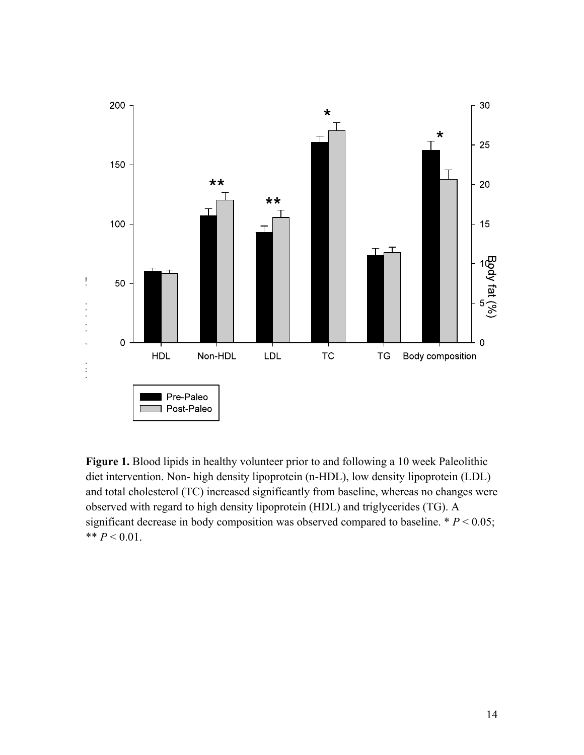200
150
100
50
0

30
25
20
15
10
5
0

Body fat (%)

**
**
*
*

HDL
Non-HDL
LDL
TC
TG
Body composition

Pre-Paleo
Post-Paleo

**Figure 1.** Blood lipids in healthy volunteer prior to and following a 10 week Paleolithic diet intervention. Non- high density lipoprotein (n-HDL), low density lipoprotein (LDL) and total cholesterol (TC) increased significantly from baseline, whereas no changes were observed with regard to high density lipoprotein (HDL) and triglycerides (TG). A significant decrease in body composition was observed compared to baseline. * $P < 0.05$; ** $P < 0.01$.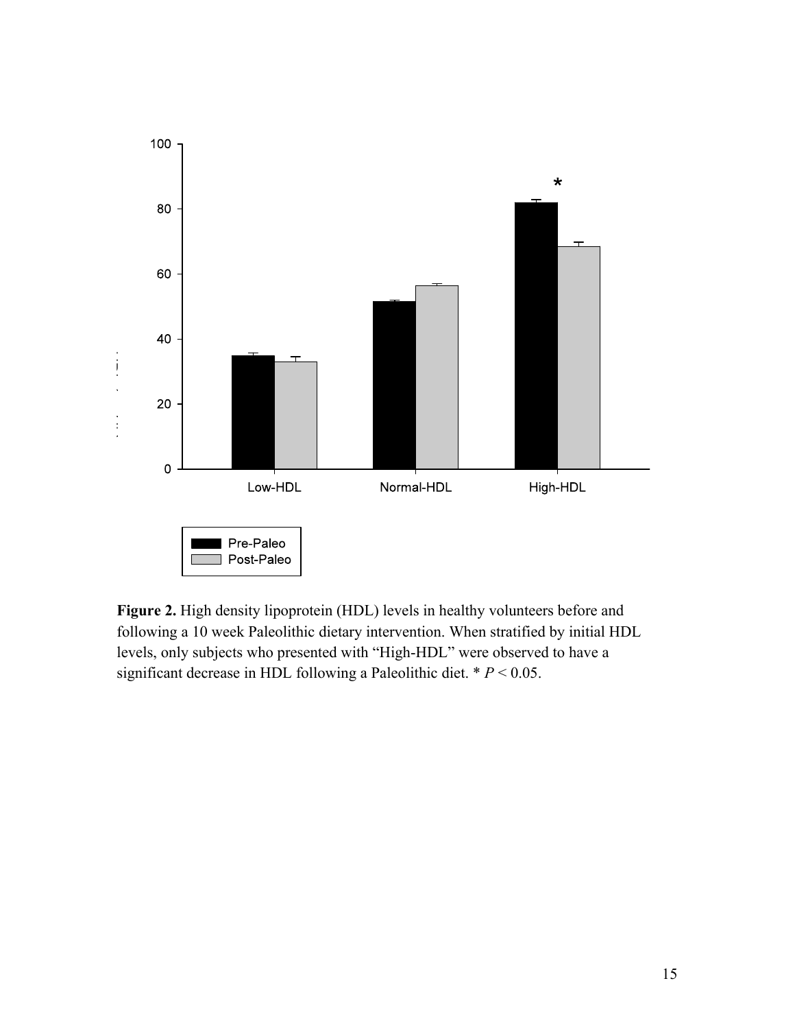100

80

60

40

20

0

*

Low-HDL

Normal-HDL

High-HDL

Pre-Paleo

Post-Paleo

**Figure 2.** High density lipoprotein (HDL) levels in healthy volunteers before and following a 10 week Paleolithic dietary intervention. When stratified by initial HDL levels, only subjects who presented with "High-HDL" were observed to have a significant decrease in HDL following a Paleolithic diet. * $P < 0.05$.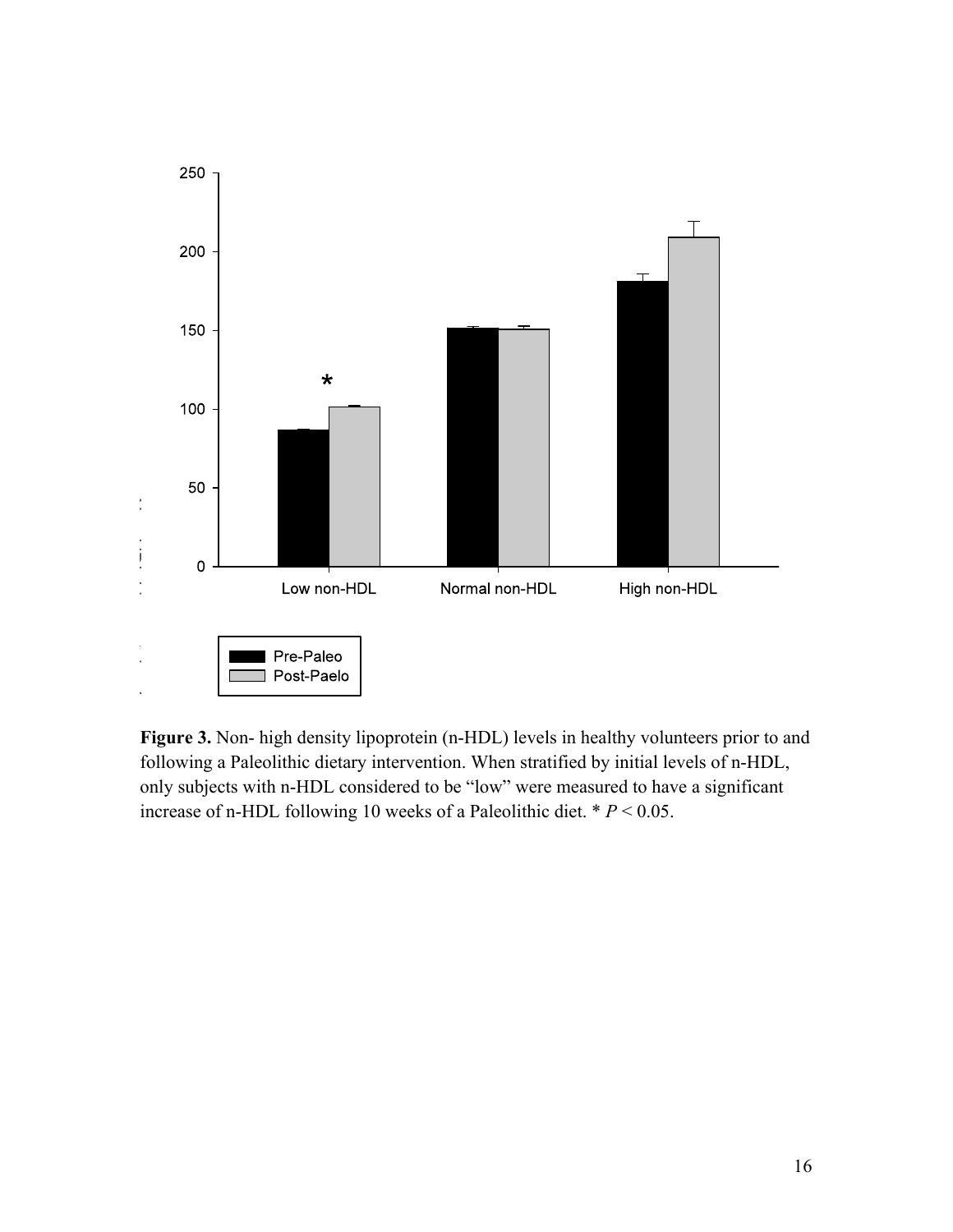250

200

150

100

50

0

*

Low non-HDL

Normal non-HDL

High non-HDL

Pre-Paleo

Post-Paelo

**Figure 3.** Non- high density lipoprotein (n-HDL) levels in healthy volunteers prior to and following a Paleolithic dietary intervention. When stratified by initial levels of n-HDL, only subjects with n-HDL considered to be "low" were measured to have a significant increase of n-HDL following 10 weeks of a Paleolithic diet. * $P < 0.05$.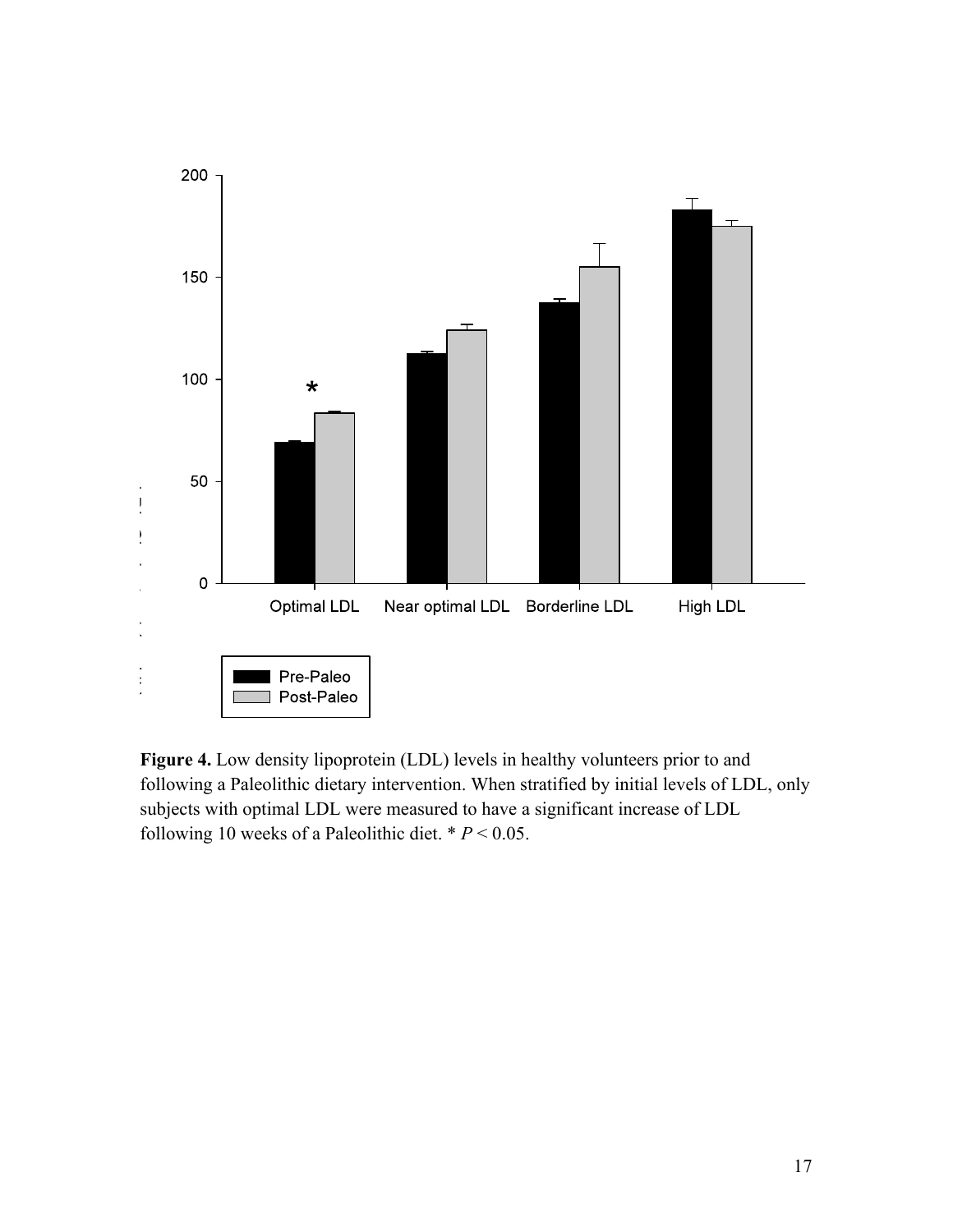**Figure 4.** Low density lipoprotein (LDL) levels in healthy volunteers prior to and following a Paleolithic dietary intervention. When stratified by initial levels of LDL, only subjects with optimal LDL were measured to have a significant increase of LDL following 10 weeks of a Paleolithic diet. * $P < 0.05$.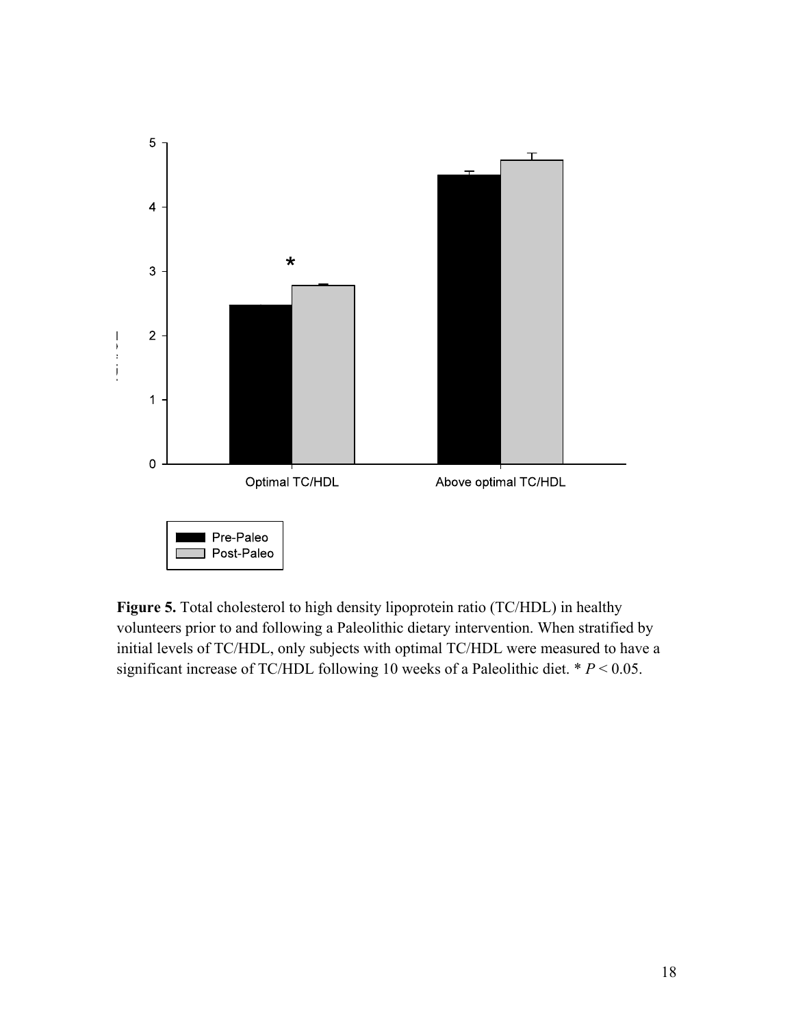5

4

3

2

1

0

*

Optimal TC/HDL

Above optimal TC/HDL

Pre-Paleo

Post-Paleo

**Figure 5.** Total cholesterol to high density lipoprotein ratio (TC/HDL) in healthy volunteers prior to and following a Paleolithic dietary intervention. When stratified by initial levels of TC/HDL, only subjects with optimal TC/HDL were measured to have a significant increase of TC/HDL following 10 weeks of a Paleolithic diet. * $P < 0.05$.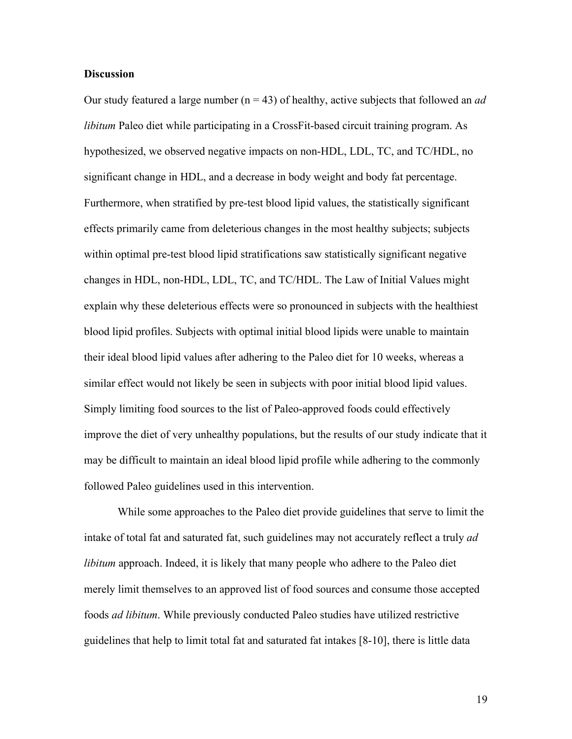**Discussion**

Our study featured a large number ($n = 43$) of healthy, active subjects that followed an *ad libitum* Paleo diet while participating in a CrossFit-based circuit training program. As hypothesized, we observed negative impacts on non-HDL, LDL, TC, and TC/HDL, no significant change in HDL, and a decrease in body weight and body fat percentage. Furthermore, when stratified by pre-test blood lipid values, the statistically significant effects primarily came from deleterious changes in the most healthy subjects; subjects within optimal pre-test blood lipid stratifications saw statistically significant negative changes in HDL, non-HDL, LDL, TC, and TC/HDL. The Law of Initial Values might explain why these deleterious effects were so pronounced in subjects with the healthiest blood lipid profiles. Subjects with optimal initial blood lipids were unable to maintain their ideal blood lipid values after adhering to the Paleo diet for 10 weeks, whereas a similar effect would not likely be seen in subjects with poor initial blood lipid values. Simply limiting food sources to the list of Paleo-approved foods could effectively improve the diet of very unhealthy populations, but the results of our study indicate that it may be difficult to maintain an ideal blood lipid profile while adhering to the commonly followed Paleo guidelines used in this intervention.

While some approaches to the Paleo diet provide guidelines that serve to limit the intake of total fat and saturated fat, such guidelines may not accurately reflect a truly *ad libitum* approach. Indeed, it is likely that many people who adhere to the Paleo diet merely limit themselves to an approved list of food sources and consume those accepted foods *ad libitum*. While previously conducted Paleo studies have utilized restrictive guidelines that help to limit total fat and saturated fat intakes [8-10], there is little data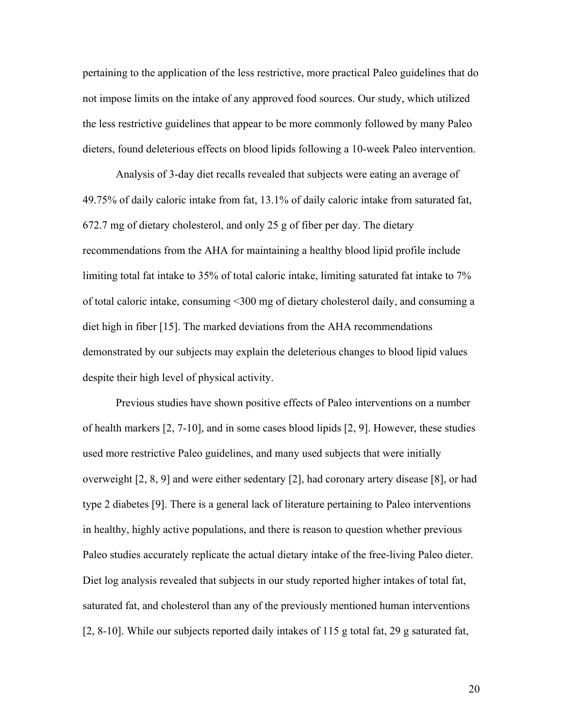pertaining to the application of the less restrictive, more practical Paleo guidelines that do not impose limits on the intake of any approved food sources. Our study, which utilized the less restrictive guidelines that appear to be more commonly followed by many Paleo dieters, found deleterious effects on blood lipids following a 10-week Paleo intervention.

Analysis of 3-day diet recalls revealed that subjects were eating an average of 49.75% of daily caloric intake from fat, 13.1% of daily caloric intake from saturated fat, 672.7 mg of dietary cholesterol, and only 25 g of fiber per day. The dietary recommendations from the AHA for maintaining a healthy blood lipid profile include limiting total fat intake to 35% of total caloric intake, limiting saturated fat intake to 7% of total caloric intake, consuming <300 mg of dietary cholesterol daily, and consuming a diet high in fiber [15]. The marked deviations from the AHA recommendations demonstrated by our subjects may explain the deleterious changes to blood lipid values despite their high level of physical activity.

Previous studies have shown positive effects of Paleo interventions on a number of health markers [2, 7-10], and in some cases blood lipids [2, 9]. However, these studies used more restrictive Paleo guidelines, and many used subjects that were initially overweight [2, 8, 9] and were either sedentary [2], had coronary artery disease [8], or had type 2 diabetes [9]. There is a general lack of literature pertaining to Paleo interventions in healthy, highly active populations, and there is reason to question whether previous Paleo studies accurately replicate the actual dietary intake of the free-living Paleo dieter. Diet log analysis revealed that subjects in our study reported higher intakes of total fat, saturated fat, and cholesterol than any of the previously mentioned human interventions [2, 8-10]. While our subjects reported daily intakes of 115 g total fat, 29 g saturated fat,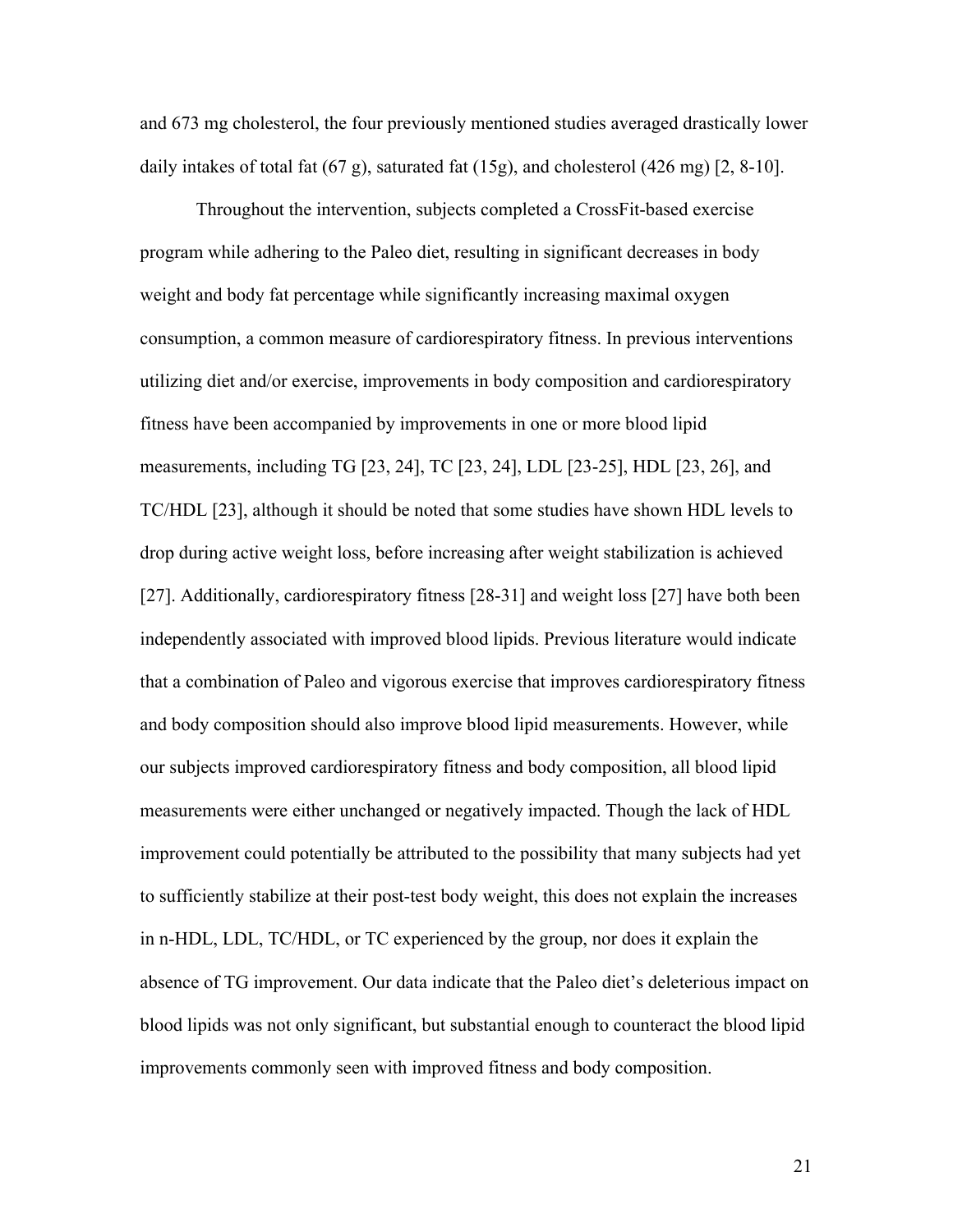and 673 mg cholesterol, the four previously mentioned studies averaged drastically lower daily intakes of total fat (67 g), saturated fat (15g), and cholesterol (426 mg) [2, 8-10].

Throughout the intervention, subjects completed a CrossFit-based exercise program while adhering to the Paleo diet, resulting in significant decreases in body weight and body fat percentage while significantly increasing maximal oxygen consumption, a common measure of cardiorespiratory fitness. In previous interventions utilizing diet and/or exercise, improvements in body composition and cardiorespiratory fitness have been accompanied by improvements in one or more blood lipid measurements, including TG [23, 24], TC [23, 24], LDL [23-25], HDL [23, 26], and TC/HDL [23], although it should be noted that some studies have shown HDL levels to drop during active weight loss, before increasing after weight stabilization is achieved [27]. Additionally, cardiorespiratory fitness [28-31] and weight loss [27] have both been independently associated with improved blood lipids. Previous literature would indicate that a combination of Paleo and vigorous exercise that improves cardiorespiratory fitness and body composition should also improve blood lipid measurements. However, while our subjects improved cardiorespiratory fitness and body composition, all blood lipid measurements were either unchanged or negatively impacted. Though the lack of HDL improvement could potentially be attributed to the possibility that many subjects had yet to sufficiently stabilize at their post-test body weight, this does not explain the increases in n-HDL, LDL, TC/HDL, or TC experienced by the group, nor does it explain the absence of TG improvement. Our data indicate that the Paleo diet's deleterious impact on blood lipids was not only significant, but substantial enough to counteract the blood lipid improvements commonly seen with improved fitness and body composition.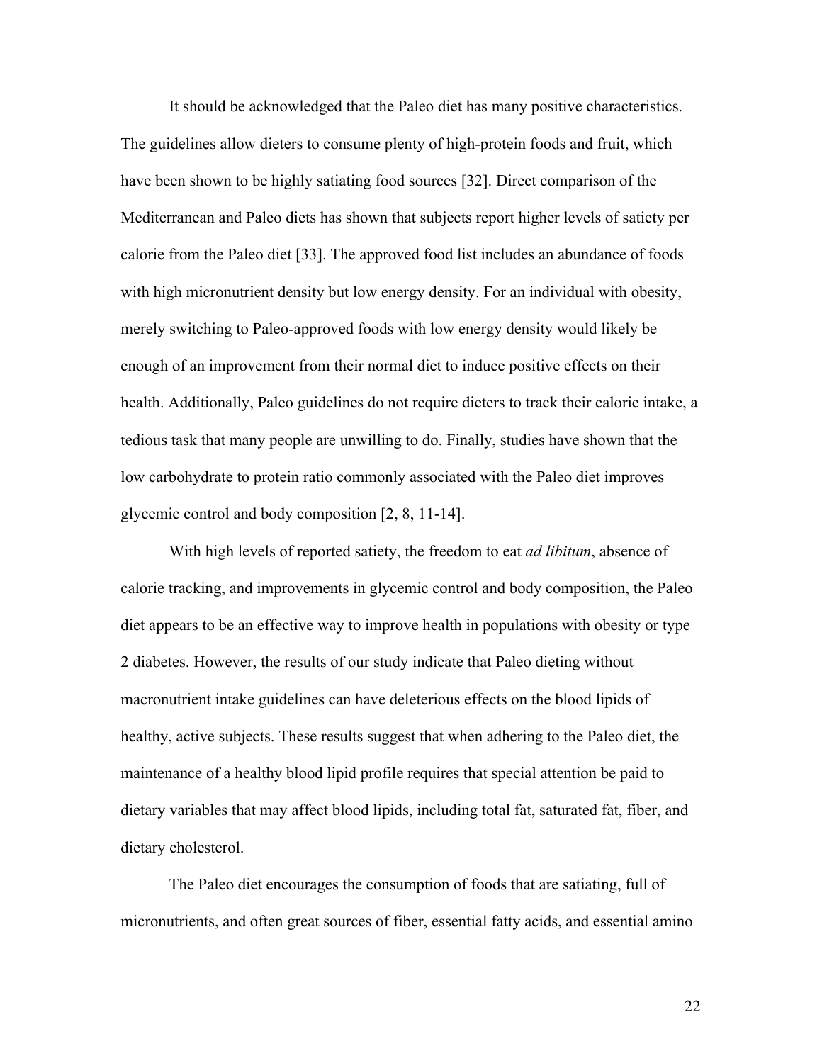It should be acknowledged that the Paleo diet has many positive characteristics. The guidelines allow dieters to consume plenty of high-protein foods and fruit, which have been shown to be highly satiating food sources [32]. Direct comparison of the Mediterranean and Paleo diets has shown that subjects report higher levels of satiety per calorie from the Paleo diet [33]. The approved food list includes an abundance of foods with high micronutrient density but low energy density. For an individual with obesity, merely switching to Paleo-approved foods with low energy density would likely be enough of an improvement from their normal diet to induce positive effects on their health. Additionally, Paleo guidelines do not require dieters to track their calorie intake, a tedious task that many people are unwilling to do. Finally, studies have shown that the low carbohydrate to protein ratio commonly associated with the Paleo diet improves glycemic control and body composition [2, 8, 11-14].

With high levels of reported satiety, the freedom to eat *ad libitum*, absence of calorie tracking, and improvements in glycemic control and body composition, the Paleo diet appears to be an effective way to improve health in populations with obesity or type 2 diabetes. However, the results of our study indicate that Paleo dieting without macronutrient intake guidelines can have deleterious effects on the blood lipids of healthy, active subjects. These results suggest that when adhering to the Paleo diet, the maintenance of a healthy blood lipid profile requires that special attention be paid to dietary variables that may affect blood lipids, including total fat, saturated fat, fiber, and dietary cholesterol.

The Paleo diet encourages the consumption of foods that are satiating, full of micronutrients, and often great sources of fiber, essential fatty acids, and essential amino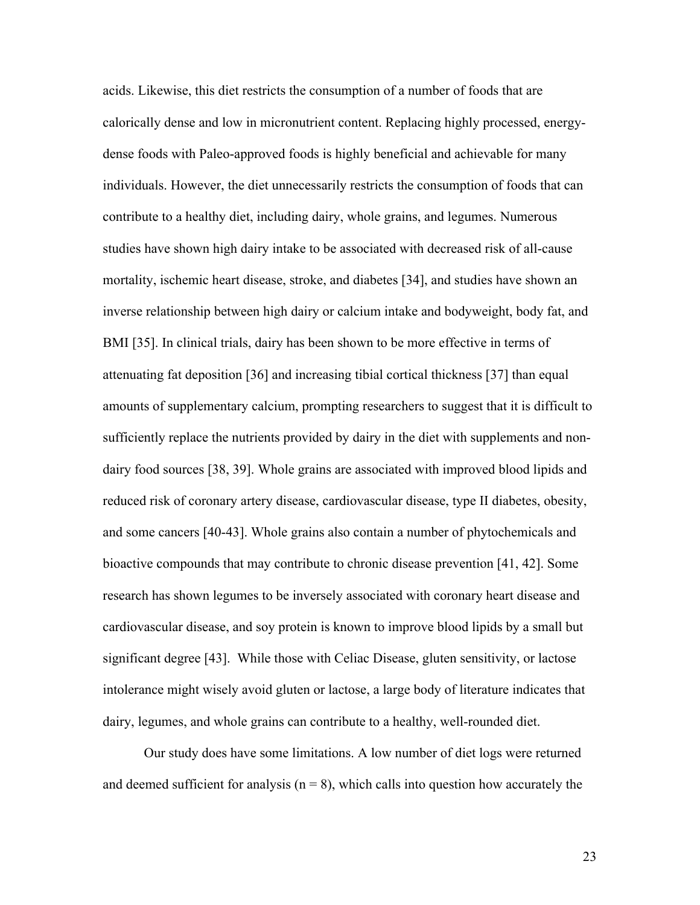acids. Likewise, this diet restricts the consumption of a number of foods that are calorically dense and low in micronutrient content. Replacing highly processed, energy-dense foods with Paleo-approved foods is highly beneficial and achievable for many individuals. However, the diet unnecessarily restricts the consumption of foods that can contribute to a healthy diet, including dairy, whole grains, and legumes. Numerous studies have shown high dairy intake to be associated with decreased risk of all-cause mortality, ischemic heart disease, stroke, and diabetes [34], and studies have shown an inverse relationship between high dairy or calcium intake and bodyweight, body fat, and BMI [35]. In clinical trials, dairy has been shown to be more effective in terms of attenuating fat deposition [36] and increasing tibial cortical thickness [37] than equal amounts of supplementary calcium, prompting researchers to suggest that it is difficult to sufficiently replace the nutrients provided by dairy in the diet with supplements and non-dairy food sources [38, 39]. Whole grains are associated with improved blood lipids and reduced risk of coronary artery disease, cardiovascular disease, type II diabetes, obesity, and some cancers [40-43]. Whole grains also contain a number of phytochemicals and bioactive compounds that may contribute to chronic disease prevention [41, 42]. Some research has shown legumes to be inversely associated with coronary heart disease and cardiovascular disease, and soy protein is known to improve blood lipids by a small but significant degree [43]. While those with Celiac Disease, gluten sensitivity, or lactose intolerance might wisely avoid gluten or lactose, a large body of literature indicates that dairy, legumes, and whole grains can contribute to a healthy, well-rounded diet.

Our study does have some limitations. A low number of diet logs were returned and deemed sufficient for analysis ($n = 8$), which calls into question how accurately the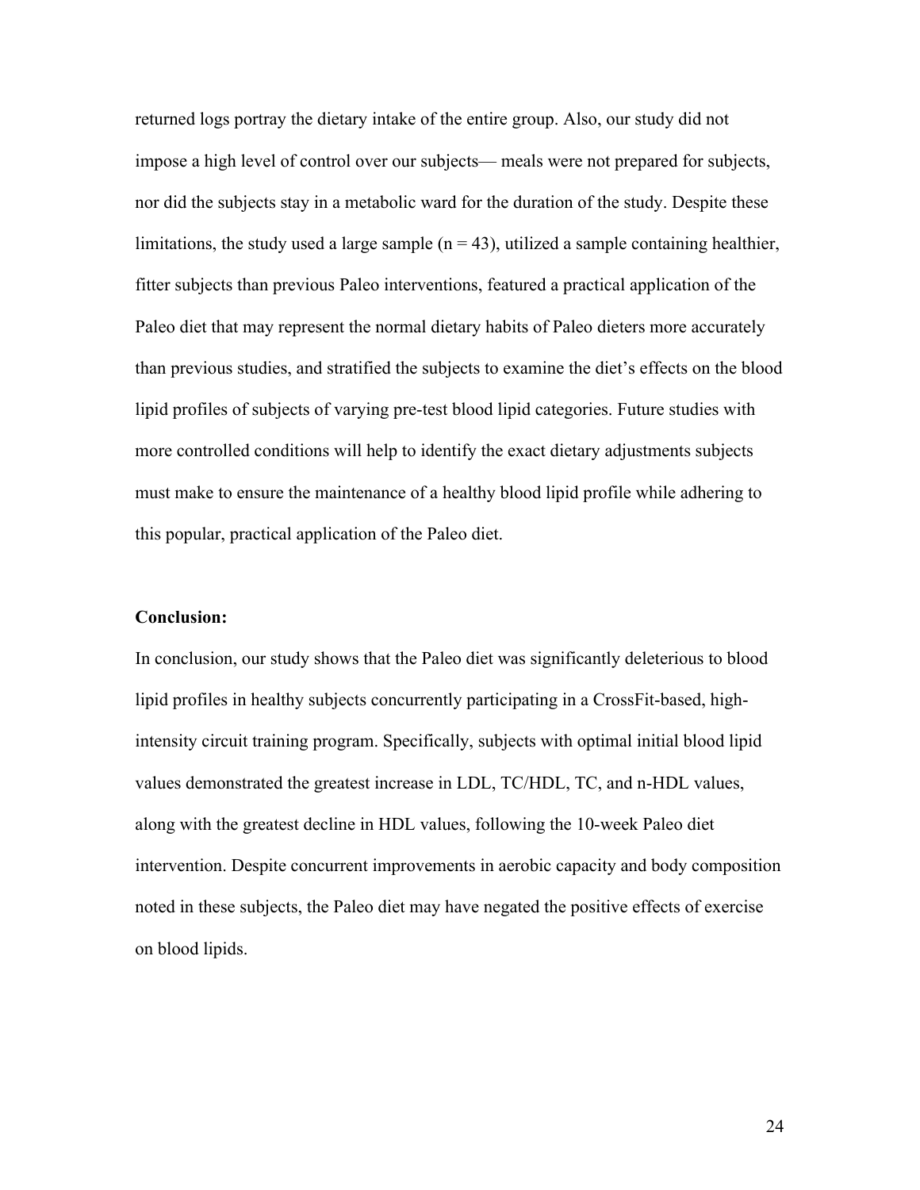returned logs portray the dietary intake of the entire group. Also, our study did not impose a high level of control over our subjects— meals were not prepared for subjects, nor did the subjects stay in a metabolic ward for the duration of the study. Despite these limitations, the study used a large sample ($n = 43$), utilized a sample containing healthier, fitter subjects than previous Paleo interventions, featured a practical application of the Paleo diet that may represent the normal dietary habits of Paleo dieters more accurately than previous studies, and stratified the subjects to examine the diet's effects on the blood lipid profiles of subjects of varying pre-test blood lipid categories. Future studies with more controlled conditions will help to identify the exact dietary adjustments subjects must make to ensure the maintenance of a healthy blood lipid profile while adhering to this popular, practical application of the Paleo diet.

**Conclusion:**

In conclusion, our study shows that the Paleo diet was significantly deleterious to blood lipid profiles in healthy subjects concurrently participating in a CrossFit-based, high-intensity circuit training program. Specifically, subjects with optimal initial blood lipid values demonstrated the greatest increase in LDL, TC/HDL, TC, and n-HDL values, along with the greatest decline in HDL values, following the 10-week Paleo diet intervention. Despite concurrent improvements in aerobic capacity and body composition noted in these subjects, the Paleo diet may have negated the positive effects of exercise on blood lipids.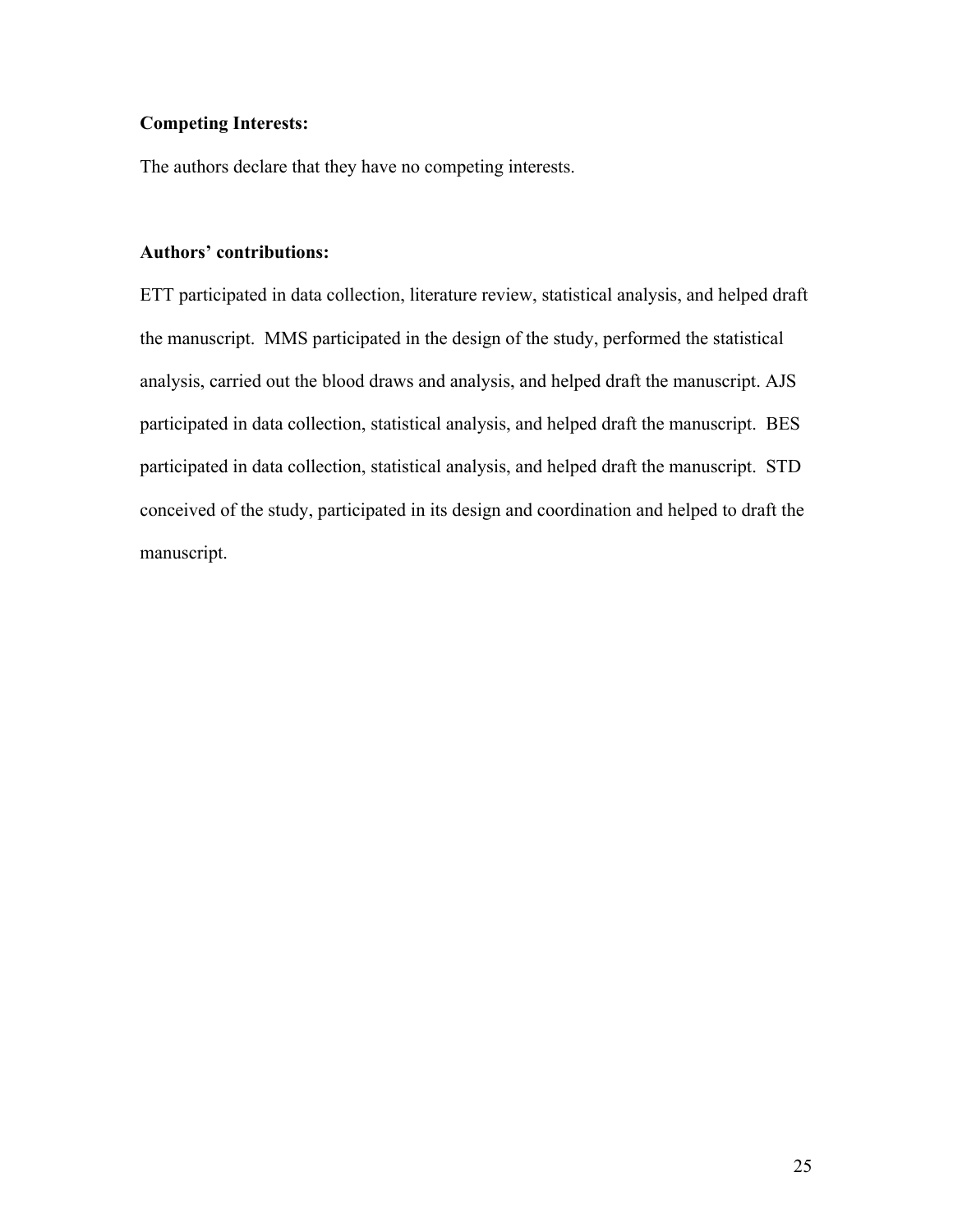**Competing Interests:**

The authors declare that they have no competing interests.

**Authors' contributions:**

ETT participated in data collection, literature review, statistical analysis, and helped draft the manuscript. MMS participated in the design of the study, performed the statistical analysis, carried out the blood draws and analysis, and helped draft the manuscript. AJS participated in data collection, statistical analysis, and helped draft the manuscript. BES participated in data collection, statistical analysis, and helped draft the manuscript. STD conceived of the study, participated in its design and coordination and helped to draft the manuscript.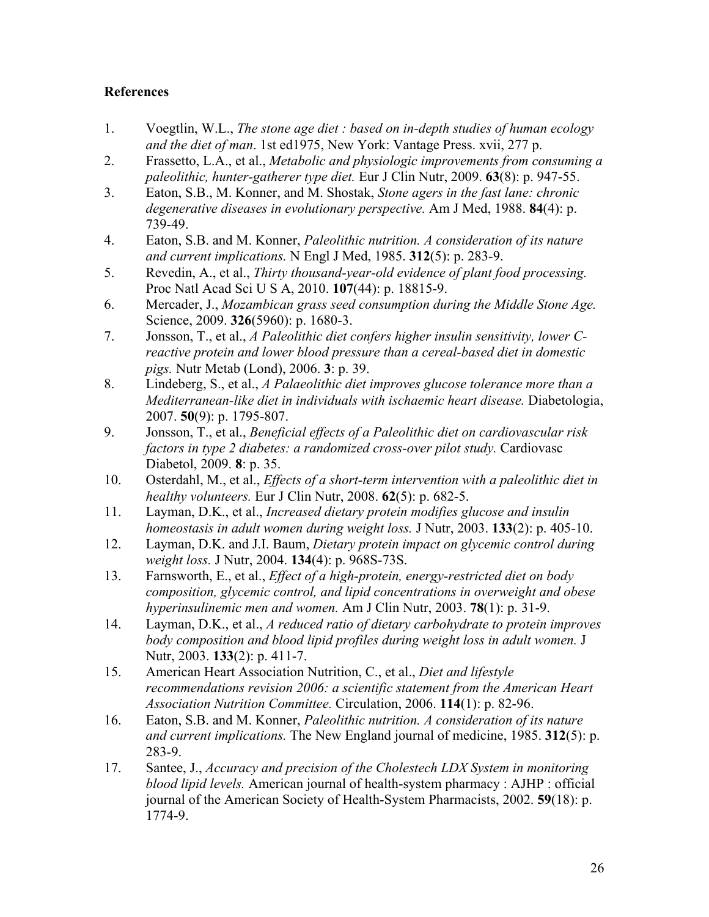**References**

1. Voegtlin, W.L., *The stone age diet : based on in-depth studies of human ecology and the diet of man*. 1st ed1975, New York: Vantage Press. xvii, 277 p.
2. Frassetto, L.A., et al., *Metabolic and physiologic improvements from consuming a paleolithic, hunter-gatherer type diet.* Eur J Clin Nutr, 2009. **63**(8): p. 947-55.
3. Eaton, S.B., M. Konner, and M. Shostak, *Stone agers in the fast lane: chronic degenerative diseases in evolutionary perspective.* Am J Med, 1988. **84**(4): p. 739-49.
4. Eaton, S.B. and M. Konner, *Paleolithic nutrition. A consideration of its nature and current implications.* N Engl J Med, 1985. **312**(5): p. 283-9.
5. Revedin, A., et al., *Thirty thousand-year-old evidence of plant food processing.* Proc Natl Acad Sci U S A, 2010. **107**(44): p. 18815-9.
6. Mercader, J., *Mozambican grass seed consumption during the Middle Stone Age.* Science, 2009. **326**(5960): p. 1680-3.
7. Jonsson, T., et al., *A Paleolithic diet confers higher insulin sensitivity, lower C-reactive protein and lower blood pressure than a cereal-based diet in domestic pigs.* Nutr Metab (Lond), 2006. **3**: p. 39.
8. Lindeberg, S., et al., *A Palaeolithic diet improves glucose tolerance more than a Mediterranean-like diet in individuals with ischaemic heart disease.* Diabetologia, 2007. **50**(9): p. 1795-807.
9. Jonsson, T., et al., *Beneficial effects of a Paleolithic diet on cardiovascular risk factors in type 2 diabetes: a randomized cross-over pilot study.* Cardiovasc Diabetol, 2009. **8**: p. 35.
10. Osterdahl, M., et al., *Effects of a short-term intervention with a paleolithic diet in healthy volunteers.* Eur J Clin Nutr, 2008. **62**(5): p. 682-5.
11. Layman, D.K., et al., *Increased dietary protein modifies glucose and insulin homeostasis in adult women during weight loss.* J Nutr, 2003. **133**(2): p. 405-10.
12. Layman, D.K. and J.I. Baum, *Dietary protein impact on glycemic control during weight loss.* J Nutr, 2004. **134**(4): p. 968S-73S.
13. Farnsworth, E., et al., *Effect of a high-protein, energy-restricted diet on body composition, glycemic control, and lipid concentrations in overweight and obese hyperinsulinemic men and women.* Am J Clin Nutr, 2003. **78**(1): p. 31-9.
14. Layman, D.K., et al., *A reduced ratio of dietary carbohydrate to protein improves body composition and blood lipid profiles during weight loss in adult women.* J Nutr, 2003. **133**(2): p. 411-7.
15. American Heart Association Nutrition, C., et al., *Diet and lifestyle recommendations revision 2006: a scientific statement from the American Heart Association Nutrition Committee.* Circulation, 2006. **114**(1): p. 82-96.
16. Eaton, S.B. and M. Konner, *Paleolithic nutrition. A consideration of its nature and current implications.* The New England journal of medicine, 1985. **312**(5): p. 283-9.
17. Santee, J., *Accuracy and precision of the Cholestech LDX System in monitoring blood lipid levels.* American journal of health-system pharmacy : AJHP : official journal of the American Society of Health-System Pharmacists, 2002. **59**(18): p. 1774-9.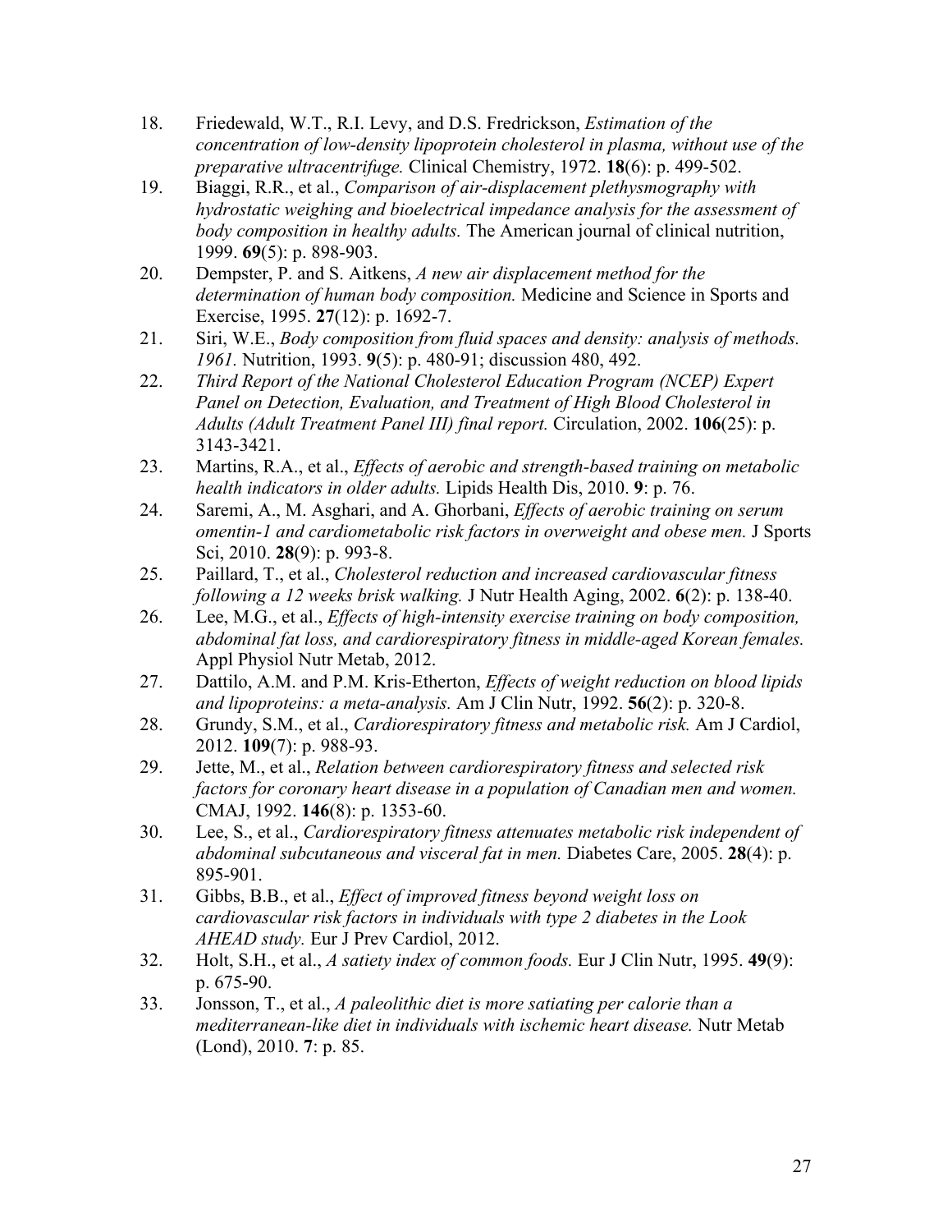18. Friedewald, W.T., R.I. Levy, and D.S. Fredrickson, *Estimation of the concentration of low-density lipoprotein cholesterol in plasma, without use of the preparative ultracentrifuge.* Clinical Chemistry, 1972. **18**(6): p. 499-502.
19. Biaggi, R.R., et al., *Comparison of air-displacement plethysmography with hydrostatic weighing and bioelectrical impedance analysis for the assessment of body composition in healthy adults.* The American journal of clinical nutrition, 1999. **69**(5): p. 898-903.
20. Dempster, P. and S. Aitkens, *A new air displacement method for the determination of human body composition.* Medicine and Science in Sports and Exercise, 1995. **27**(12): p. 1692-7.
21. Siri, W.E., *Body composition from fluid spaces and density: analysis of methods. 1961.* Nutrition, 1993. **9**(5): p. 480-91; discussion 480, 492.
22. *Third Report of the National Cholesterol Education Program (NCEP) Expert Panel on Detection, Evaluation, and Treatment of High Blood Cholesterol in Adults (Adult Treatment Panel III) final report.* Circulation, 2002. **106**(25): p. 3143-3421.
23. Martins, R.A., et al., *Effects of aerobic and strength-based training on metabolic health indicators in older adults.* Lipids Health Dis, 2010. **9**: p. 76.
24. Saremi, A., M. Asghari, and A. Ghorbani, *Effects of aerobic training on serum omentin-1 and cardiometabolic risk factors in overweight and obese men.* J Sports Sci, 2010. **28**(9): p. 993-8.
25. Paillard, T., et al., *Cholesterol reduction and increased cardiovascular fitness following a 12 weeks brisk walking.* J Nutr Health Aging, 2002. **6**(2): p. 138-40.
26. Lee, M.G., et al., *Effects of high-intensity exercise training on body composition, abdominal fat loss, and cardiorespiratory fitness in middle-aged Korean females.* Appl Physiol Nutr Metab, 2012.
27. Dattilo, A.M. and P.M. Kris-Etherton, *Effects of weight reduction on blood lipids and lipoproteins: a meta-analysis.* Am J Clin Nutr, 1992. **56**(2): p. 320-8.
28. Grundy, S.M., et al., *Cardiorespiratory fitness and metabolic risk.* Am J Cardiol, 2012. **109**(7): p. 988-93.
29. Jette, M., et al., *Relation between cardiorespiratory fitness and selected risk factors for coronary heart disease in a population of Canadian men and women.* CMAJ, 1992. **146**(8): p. 1353-60.
30. Lee, S., et al., *Cardiorespiratory fitness attenuates metabolic risk independent of abdominal subcutaneous and visceral fat in men.* Diabetes Care, 2005. **28**(4): p. 895-901.
31. Gibbs, B.B., et al., *Effect of improved fitness beyond weight loss on cardiovascular risk factors in individuals with type 2 diabetes in the Look AHEAD study.* Eur J Prev Cardiol, 2012.
32. Holt, S.H., et al., *A satiety index of common foods.* Eur J Clin Nutr, 1995. **49**(9): p. 675-90.
33. Jonsson, T., et al., *A paleolithic diet is more satiating per calorie than a mediterranean-like diet in individuals with ischemic heart disease.* Nutr Metab (Lond), 2010. **7**: p. 85.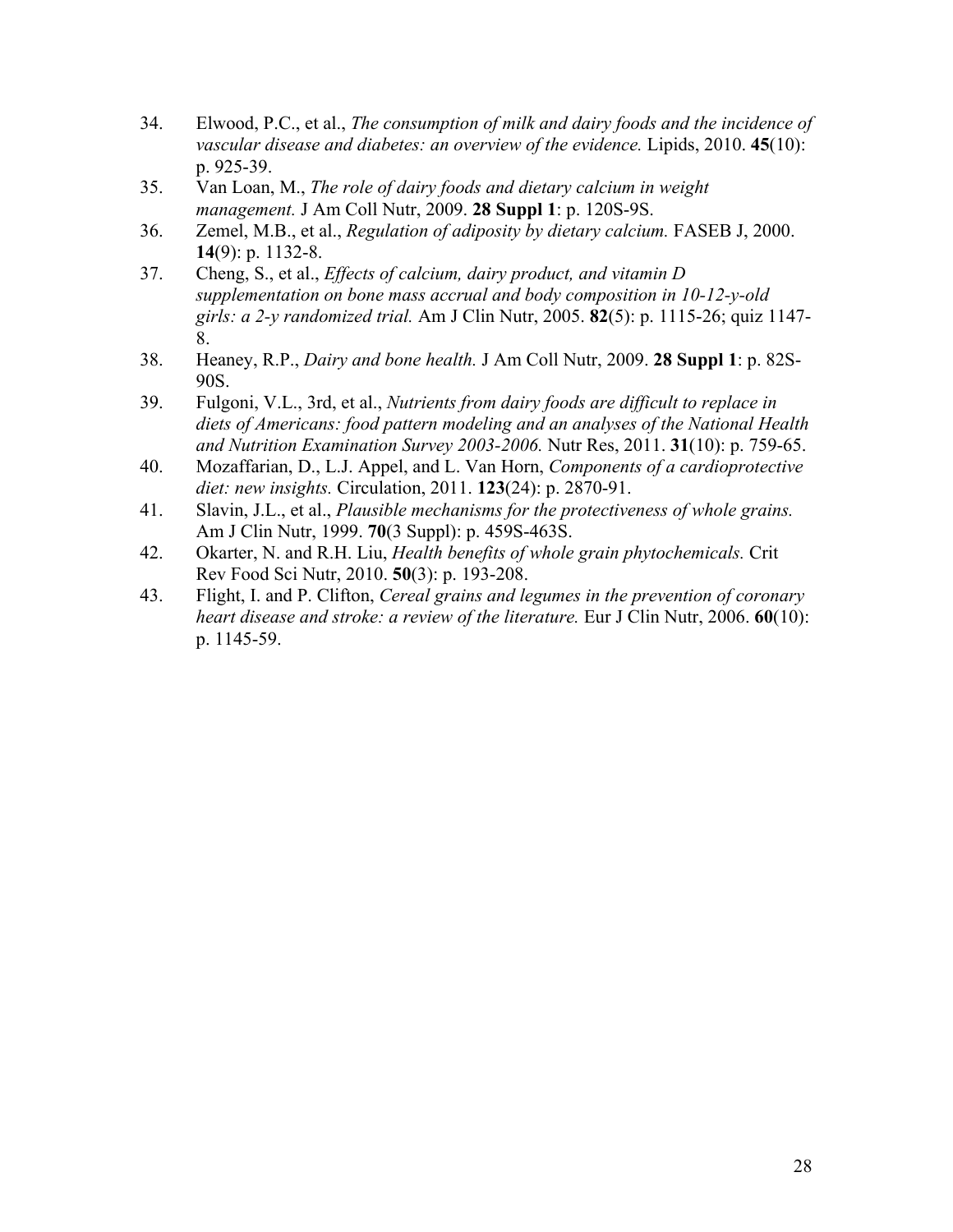34. Elwood, P.C., et al., *The consumption of milk and dairy foods and the incidence of vascular disease and diabetes: an overview of the evidence.* Lipids, 2010. **45**(10): p. 925-39.
35. Van Loan, M., *The role of dairy foods and dietary calcium in weight management.* J Am Coll Nutr, 2009. **28 Suppl 1**: p. 120S-9S.
36. Zemel, M.B., et al., *Regulation of adiposity by dietary calcium.* FASEB J, 2000. **14**(9): p. 1132-8.
37. Cheng, S., et al., *Effects of calcium, dairy product, and vitamin D supplementation on bone mass accrual and body composition in 10-12-y-old girls: a 2-y randomized trial.* Am J Clin Nutr, 2005. **82**(5): p. 1115-26; quiz 1147-8.
38. Heaney, R.P., *Dairy and bone health.* J Am Coll Nutr, 2009. **28 Suppl 1**: p. 82S-90S.
39. Fulgoni, V.L., 3rd, et al., *Nutrients from dairy foods are difficult to replace in diets of Americans: food pattern modeling and an analyses of the National Health and Nutrition Examination Survey 2003-2006.* Nutr Res, 2011. **31**(10): p. 759-65.
40. Mozaffarian, D., L.J. Appel, and L. Van Horn, *Components of a cardioprotective diet: new insights.* Circulation, 2011. **123**(24): p. 2870-91.
41. Slavin, J.L., et al., *Plausible mechanisms for the protectiveness of whole grains.* Am J Clin Nutr, 1999. **70**(3 Suppl): p. 459S-463S.
42. Okarter, N. and R.H. Liu, *Health benefits of whole grain phytochemicals.* Crit Rev Food Sci Nutr, 2010. **50**(3): p. 193-208.
43. Flight, I. and P. Clifton, *Cereal grains and legumes in the prevention of coronary heart disease and stroke: a review of the literature.* Eur J Clin Nutr, 2006. **60**(10): p. 1145-59.